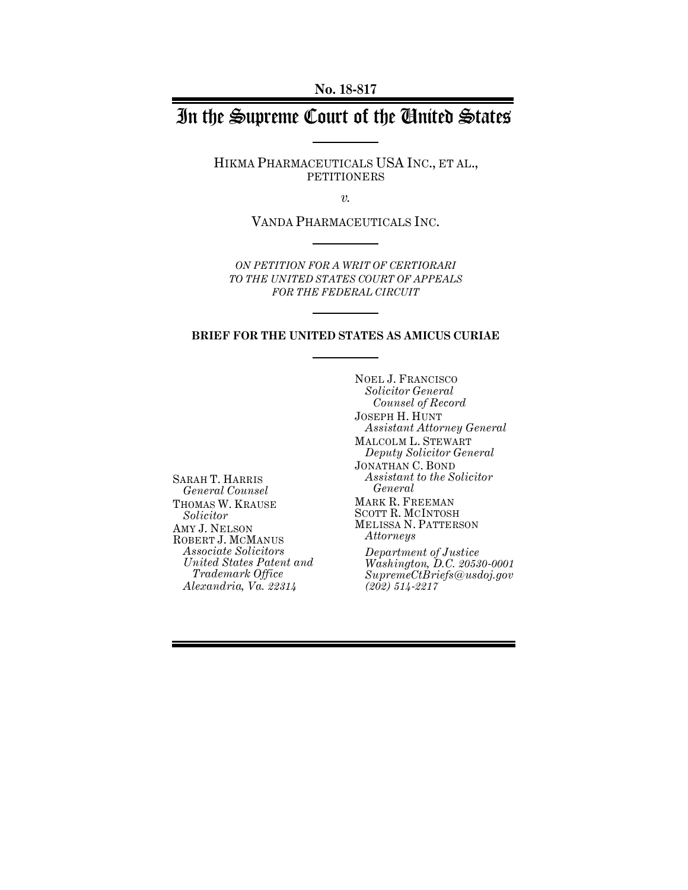**No. 18-817**

# In the Supreme Court of the United States

HIKMA PHARMACEUTICALS USA INC., ET AL., PETITIONERS

*v.*

VANDA PHARMACEUTICALS INC.

*ON PETITION FOR A WRIT OF CERTIORARI TO THE UNITED STATES COURT OF APPEALS FOR THE FEDERAL CIRCUIT*

**BRIEF FOR THE UNITED STATES AS AMICUS CURIAE**

NOEL J. FRANCISCO
*Solicitor General*
*Counsel of Record*

JOSEPH H. HUNT
*Assistant Attorney General*

MALCOLM L. STEWART
*Deputy Solicitor General*

JONATHAN C. BOND
*Assistant to the Solicitor General*

MARK R. FREEMAN
SCOTT R. MCINTOSH
MELISSA N. PATTERSON
*Attorneys*

*Department of Justice*
*Washington, D.C. 20530-0001*
*SupremeCtBriefs@usdoj.gov*
*(202) 514-2217*

SARAH T. HARRIS
*General Counsel*

THOMAS W. KRAUSE
*Solicitor*

AMY J. NELSON
ROBERT J. MCMANUS
*Associate Solicitors*
*United States Patent and Trademark Office*
*Alexandria, Va. 22314*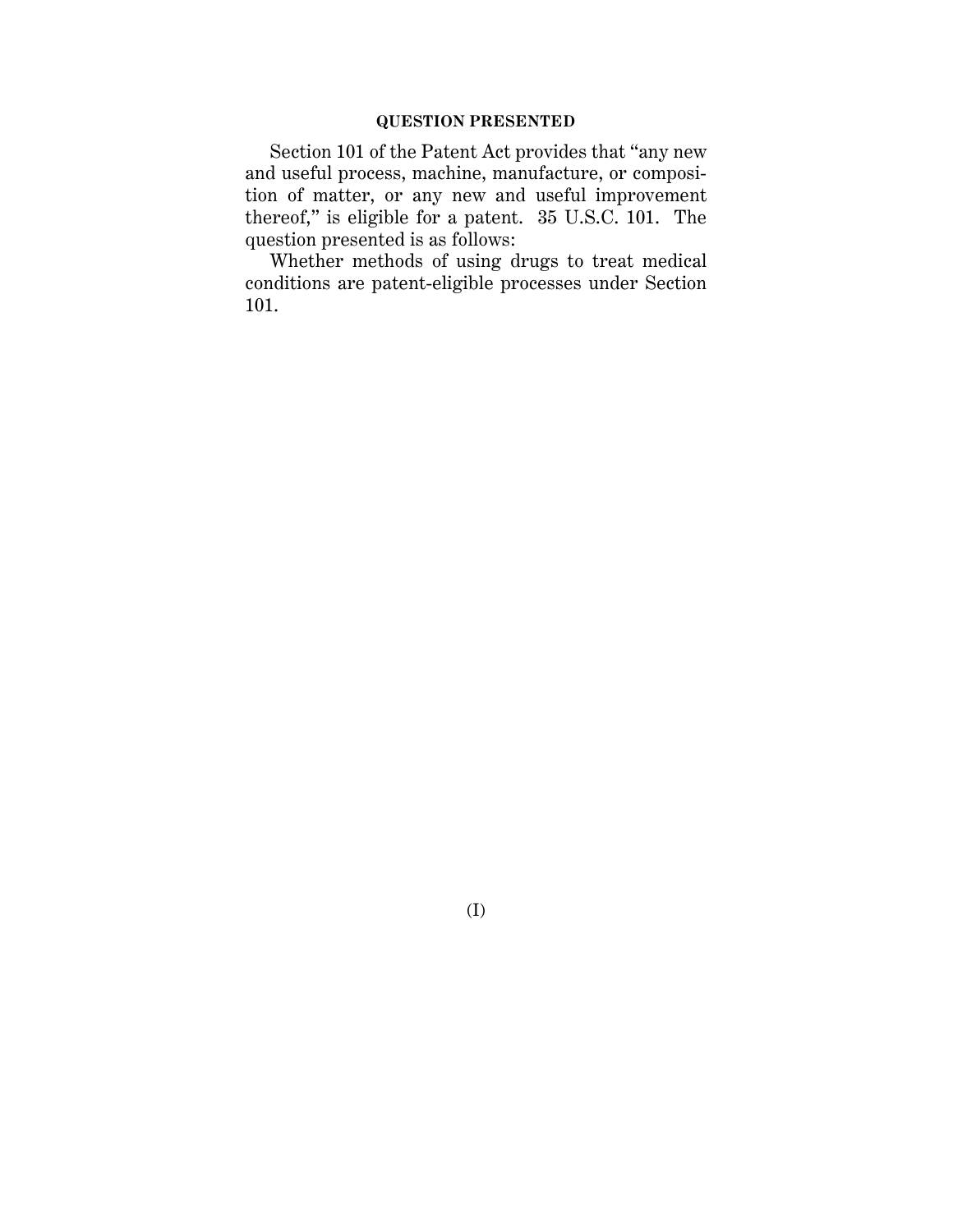## QUESTION PRESENTED

Section 101 of the Patent Act provides that "any new and useful process, machine, manufacture, or composition of matter, or any new and useful improvement thereof," is eligible for a patent. 35 U.S.C. 101. The question presented is as follows:

Whether methods of using drugs to treat medical conditions are patent-eligible processes under Section 101.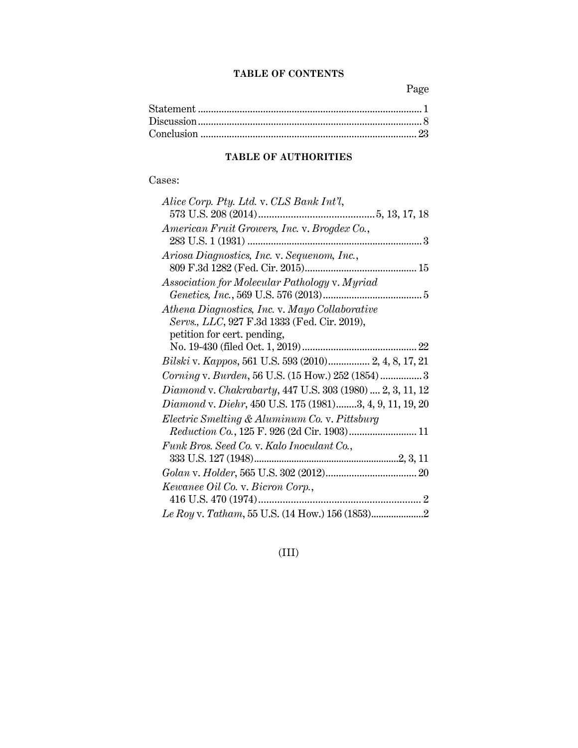## TABLE OF CONTENTS

| | Page |
|---|---|
| Statement | 1 |
| Discussion | 8 |
| Conclusion | 23 |

## TABLE OF AUTHORITIES

Cases:

*Alice Corp. Pty. Ltd.* v. *CLS Bank Int'l*, 573 U.S. 208 (2014) ........ 5, 13, 17, 18

*American Fruit Growers, Inc.* v. *Brogdex Co.*, 283 U.S. 1 (1931) ........ 3

*Ariosa Diagnostics, Inc.* v. *Sequenom, Inc.*, 809 F.3d 1282 (Fed. Cir. 2015) ........ 15

*Association for Molecular Pathology* v. *Myriad Genetics, Inc.*, 569 U.S. 576 (2013) ........ 5

*Athena Diagnostics, Inc.* v. *Mayo Collaborative Servs., LLC*, 927 F.3d 1333 (Fed. Cir. 2019), petition for cert. pending, No. 19-430 (filed Oct. 1, 2019) ........ 22

*Bilski* v. *Kappos*, 561 U.S. 593 (2010) ........ 2, 4, 8, 17, 21

*Corning* v. *Burden*, 56 U.S. (15 How.) 252 (1854) ........ 3

*Diamond* v. *Chakrabarty*, 447 U.S. 303 (1980) .... 2, 3, 11, 12

*Diamond* v. *Diehr*, 450 U.S. 175 (1981) ........ 3, 4, 9, 11, 19, 20

*Electric Smelting & Aluminum Co.* v. *Pittsburg Reduction Co.*, 125 F. 926 (2d Cir. 1903) ........ 11

*Funk Bros. Seed Co.* v. *Kalo Inoculant Co.*, 333 U.S. 127 (1948) ........ 2, 3, 11

*Golan* v. *Holder*, 565 U.S. 302 (2012) ........ 20

*Kewanee Oil Co.* v. *Bicron Corp.*, 416 U.S. 470 (1974) ........ 2

*Le Roy* v. *Tatham*, 55 U.S. (14 How.) 156 (1853) ........ 2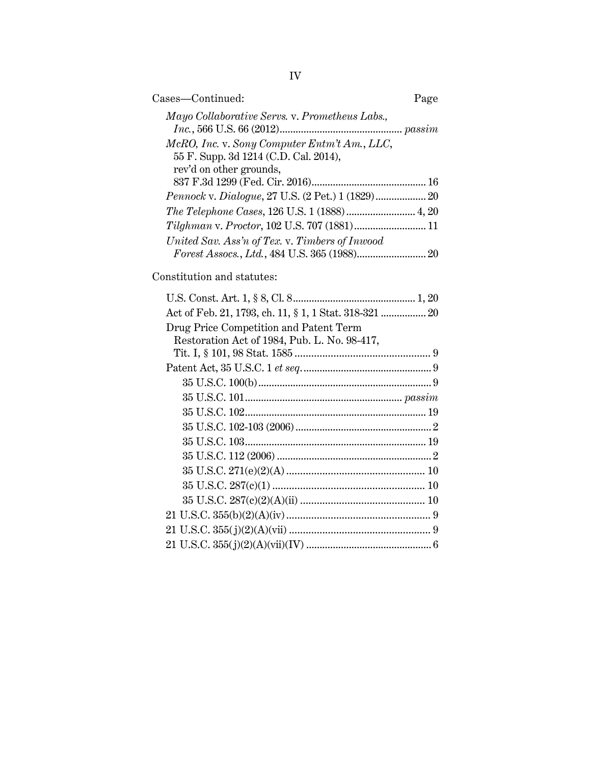Cases—Continued: Page

*Mayo Collaborative Servs.* v. *Prometheus Labs., Inc.*, 566 U.S. 66 (2012) ............................................. *passim*

*McRO, Inc.* v. *Sony Computer Entm't Am., LLC*, 55 F. Supp. 3d 1214 (C.D. Cal. 2014), rev'd on other grounds, 837 F.3d 1299 (Fed. Cir. 2016) .......................................... 16

*Pennock* v. *Dialogue*, 27 U.S. (2 Pet.) 1 (1829) .................. 20

*The Telephone Cases*, 126 U.S. 1 (1888) .......................... 4, 20

*Tilghman* v. *Proctor*, 102 U.S. 707 (1881) .......................... 11

*United Sav. Ass'n of Tex.* v. *Timbers of Inwood Forest Assocs., Ltd.*, 484 U.S. 365 (1988) ......................... 20

Constitution and statutes:

U.S. Const. Art. 1, § 8, Cl. 8 ............................................. 1, 20

Act of Feb. 21, 1793, ch. 11, § 1, 1 Stat. 318-321 ................ 20

Drug Price Competition and Patent Term Restoration Act of 1984, Pub. L. No. 98-417, Tit. I, § 101, 98 Stat. 1585 ................................................. 9

Patent Act, 35 U.S.C. 1 *et seq.* ............................................... 9

- 35 U.S.C. 100(b) ................................................................ 9
- 35 U.S.C. 101 ......................................................... *passim*
- 35 U.S.C. 102 .................................................................. 19
- 35 U.S.C. 102-103 (2006) .................................................. 2
- 35 U.S.C. 103 .................................................................. 19
- 35 U.S.C. 112 (2006) ......................................................... 2
- 35 U.S.C. 271(e)(2)(A) .................................................. 10
- 35 U.S.C. 287(c)(1) ....................................................... 10
- 35 U.S.C. 287(c)(2)(A)(ii) ............................................. 10

21 U.S.C. 355(b)(2)(A)(iv) .................................................... 9

21 U.S.C. 355(j)(2)(A)(vii) ................................................... 9

21 U.S.C. 355(j)(2)(A)(vii)(IV) .............................................. 6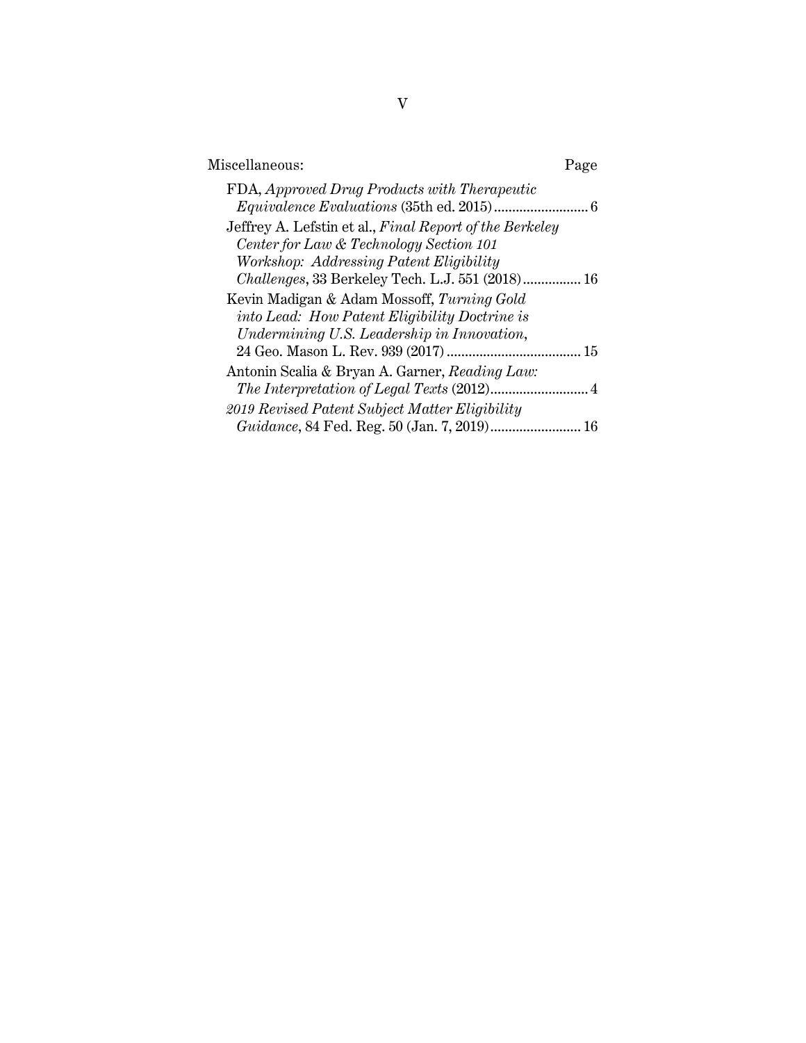| Miscellaneous: | Page |
|---|---|
| FDA, *Approved Drug Products with Therapeutic Equivalence Evaluations* (35th ed. 2015) | 6 |
| Jeffrey A. Lefstin et al., *Final Report of the Berkeley Center for Law & Technology Section 101 Workshop: Addressing Patent Eligibility Challenges*, 33 Berkeley Tech. L.J. 551 (2018) | 16 |
| Kevin Madigan & Adam Mossoff, *Turning Gold into Lead: How Patent Eligibility Doctrine is Undermining U.S. Leadership in Innovation*, 24 Geo. Mason L. Rev. 939 (2017) | 15 |
| Antonin Scalia & Bryan A. Garner, *Reading Law: The Interpretation of Legal Texts* (2012) | 4 |
| *2019 Revised Patent Subject Matter Eligibility Guidance*, 84 Fed. Reg. 50 (Jan. 7, 2019) | 16 |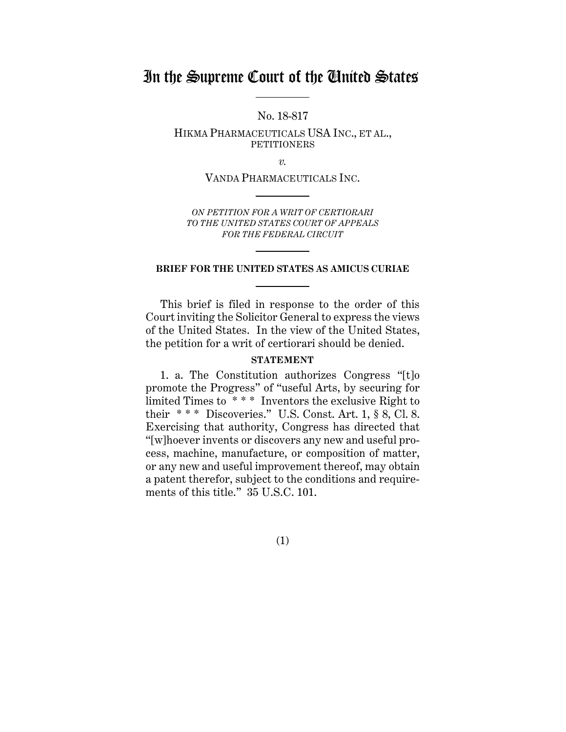# In the Supreme Court of the United States

No. 18-817

HIKMA PHARMACEUTICALS USA INC., ET AL., PETITIONERS

*v.*

VANDA PHARMACEUTICALS INC.

*ON PETITION FOR A WRIT OF CERTIORARI TO THE UNITED STATES COURT OF APPEALS FOR THE FEDERAL CIRCUIT*

**BRIEF FOR THE UNITED STATES AS AMICUS CURIAE**

This brief is filed in response to the order of this Court inviting the Solicitor General to express the views of the United States. In the view of the United States, the petition for a writ of certiorari should be denied.

**STATEMENT**

1. a. The Constitution authorizes Congress "[t]o promote the Progress" of "useful Arts, by securing for limited Times to * * * Inventors the exclusive Right to their * * * Discoveries." U.S. Const. Art. 1, § 8, Cl. 8. Exercising that authority, Congress has directed that "[w]hoever invents or discovers any new and useful process, machine, manufacture, or composition of matter, or any new and useful improvement thereof, may obtain a patent therefor, subject to the conditions and requirements of this title." 35 U.S.C. 101.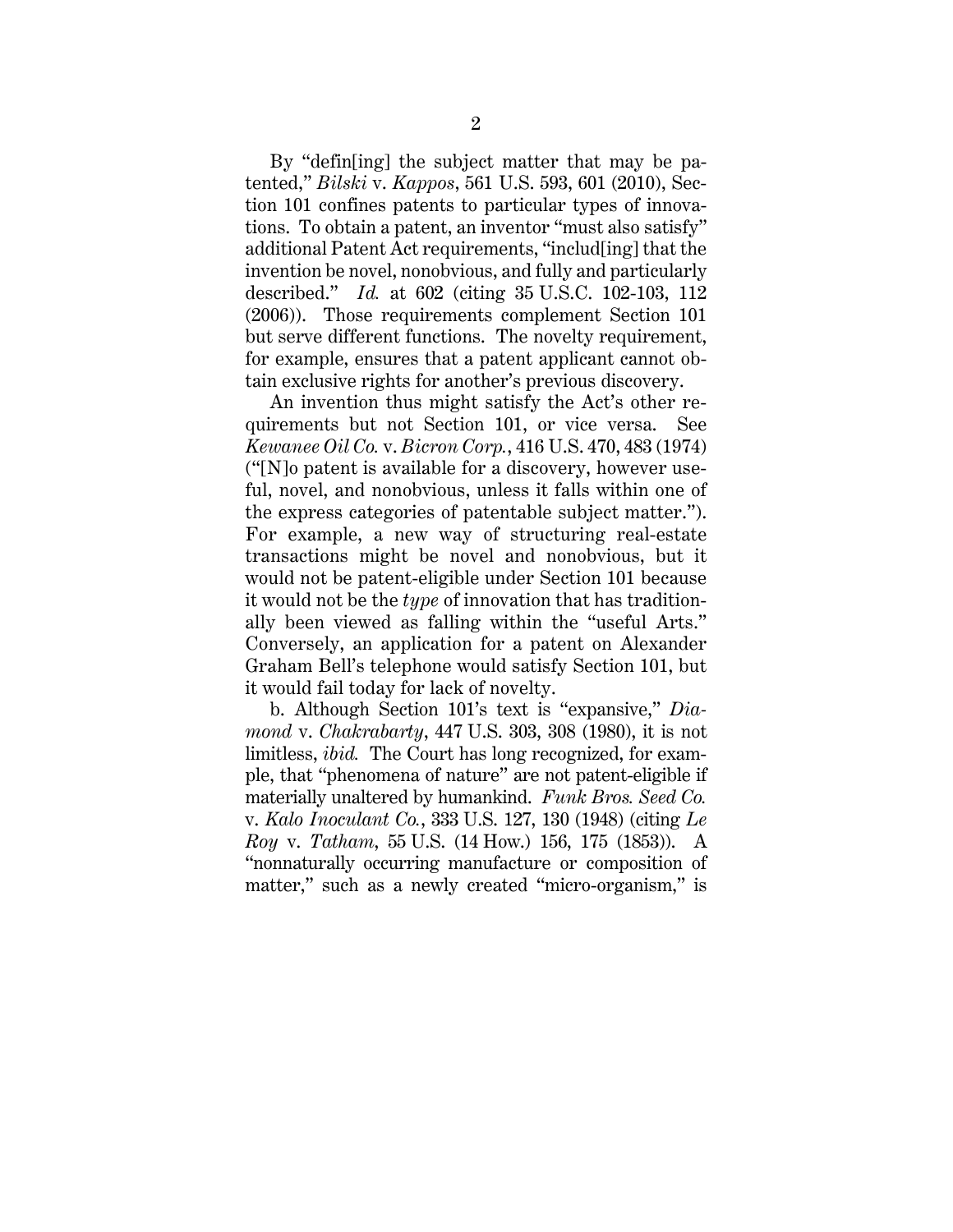By "defin[ing] the subject matter that may be patented," *Bilski* v. *Kappos*, 561 U.S. 593, 601 (2010), Section 101 confines patents to particular types of innovations. To obtain a patent, an inventor "must also satisfy" additional Patent Act requirements, "includ[ing] that the invention be novel, nonobvious, and fully and particularly described." *Id.* at 602 (citing 35 U.S.C. 102-103, 112 (2006)). Those requirements complement Section 101 but serve different functions. The novelty requirement, for example, ensures that a patent applicant cannot obtain exclusive rights for another's previous discovery.

An invention thus might satisfy the Act's other requirements but not Section 101, or vice versa. See *Kewanee Oil Co.* v. *Bicron Corp.*, 416 U.S. 470, 483 (1974) ("[N]o patent is available for a discovery, however useful, novel, and nonobvious, unless it falls within one of the express categories of patentable subject matter."). For example, a new way of structuring real-estate transactions might be novel and nonobvious, but it would not be patent-eligible under Section 101 because it would not be the *type* of innovation that has traditionally been viewed as falling within the "useful Arts." Conversely, an application for a patent on Alexander Graham Bell's telephone would satisfy Section 101, but it would fail today for lack of novelty.

b. Although Section 101's text is "expansive," *Diamond* v. *Chakrabarty*, 447 U.S. 303, 308 (1980), it is not limitless, *ibid.* The Court has long recognized, for example, that "phenomena of nature" are not patent-eligible if materially unaltered by humankind. *Funk Bros. Seed Co.* v. *Kalo Inoculant Co.*, 333 U.S. 127, 130 (1948) (citing *Le Roy* v. *Tatham*, 55 U.S. (14 How.) 156, 175 (1853)). A "nonnaturally occurring manufacture or composition of matter," such as a newly created "micro-organism," is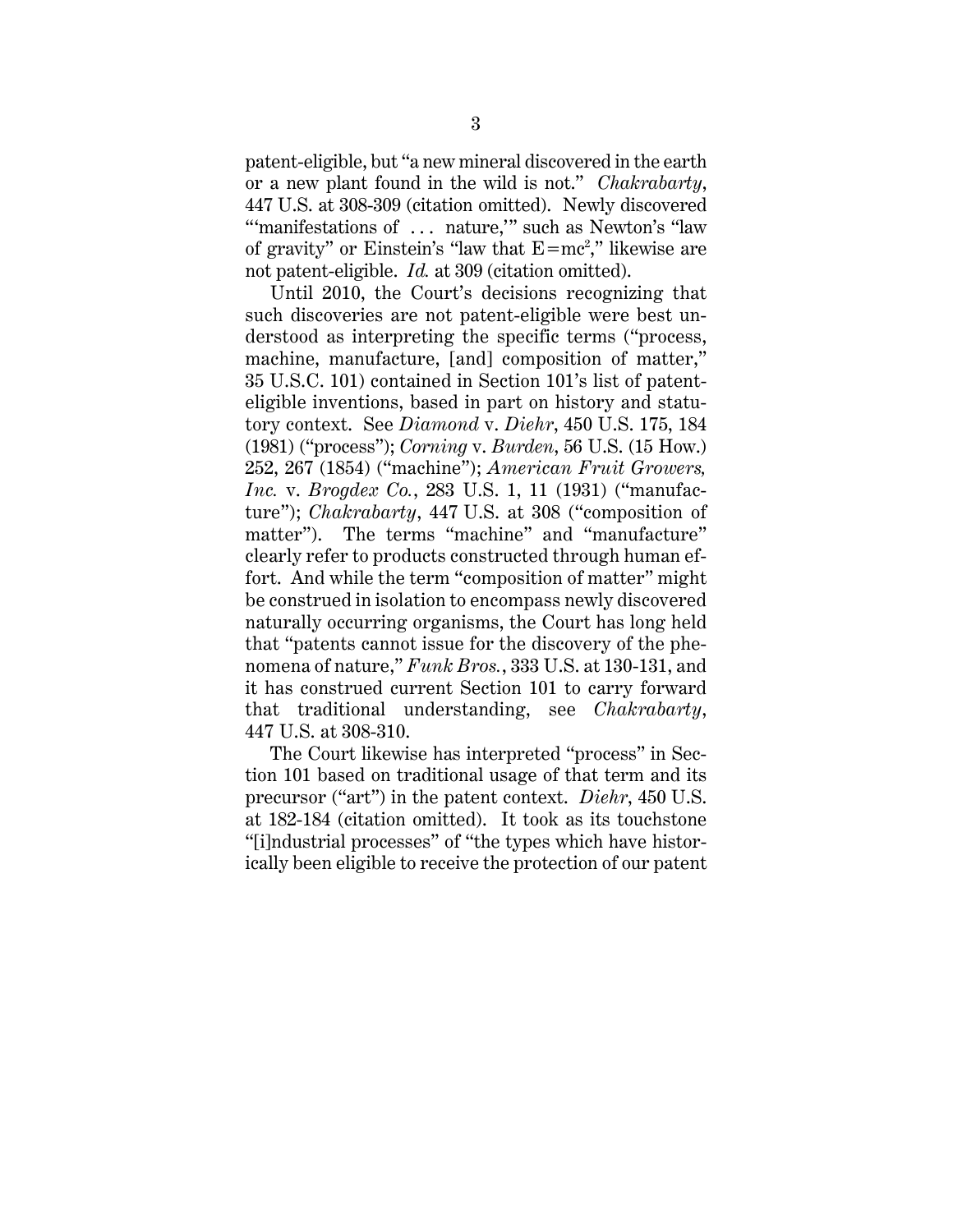patent-eligible, but "a new mineral discovered in the earth or a new plant found in the wild is not." *Chakrabarty*, 447 U.S. at 308-309 (citation omitted). Newly discovered "'manifestations of . . . nature,'" such as Newton's "law of gravity" or Einstein's "law that $E=mc^2$," likewise are not patent-eligible. *Id.* at 309 (citation omitted).

Until 2010, the Court's decisions recognizing that such discoveries are not patent-eligible were best understood as interpreting the specific terms ("process, machine, manufacture, [and] composition of matter," 35 U.S.C. 101) contained in Section 101's list of patent-eligible inventions, based in part on history and statutory context. See *Diamond* v. *Diehr*, 450 U.S. 175, 184 (1981) ("process"); *Corning* v. *Burden*, 56 U.S. (15 How.) 252, 267 (1854) ("machine"); *American Fruit Growers, Inc.* v. *Brogdex Co.*, 283 U.S. 1, 11 (1931) ("manufacture"); *Chakrabarty*, 447 U.S. at 308 ("composition of matter"). The terms "machine" and "manufacture" clearly refer to products constructed through human effort. And while the term "composition of matter" might be construed in isolation to encompass newly discovered naturally occurring organisms, the Court has long held that "patents cannot issue for the discovery of the phenomena of nature," *Funk Bros.*, 333 U.S. at 130-131, and it has construed current Section 101 to carry forward that traditional understanding, see *Chakrabarty*, 447 U.S. at 308-310.

The Court likewise has interpreted "process" in Section 101 based on traditional usage of that term and its precursor ("art") in the patent context. *Diehr*, 450 U.S. at 182-184 (citation omitted). It took as its touchstone "[i]ndustrial processes" of "the types which have historically been eligible to receive the protection of our patent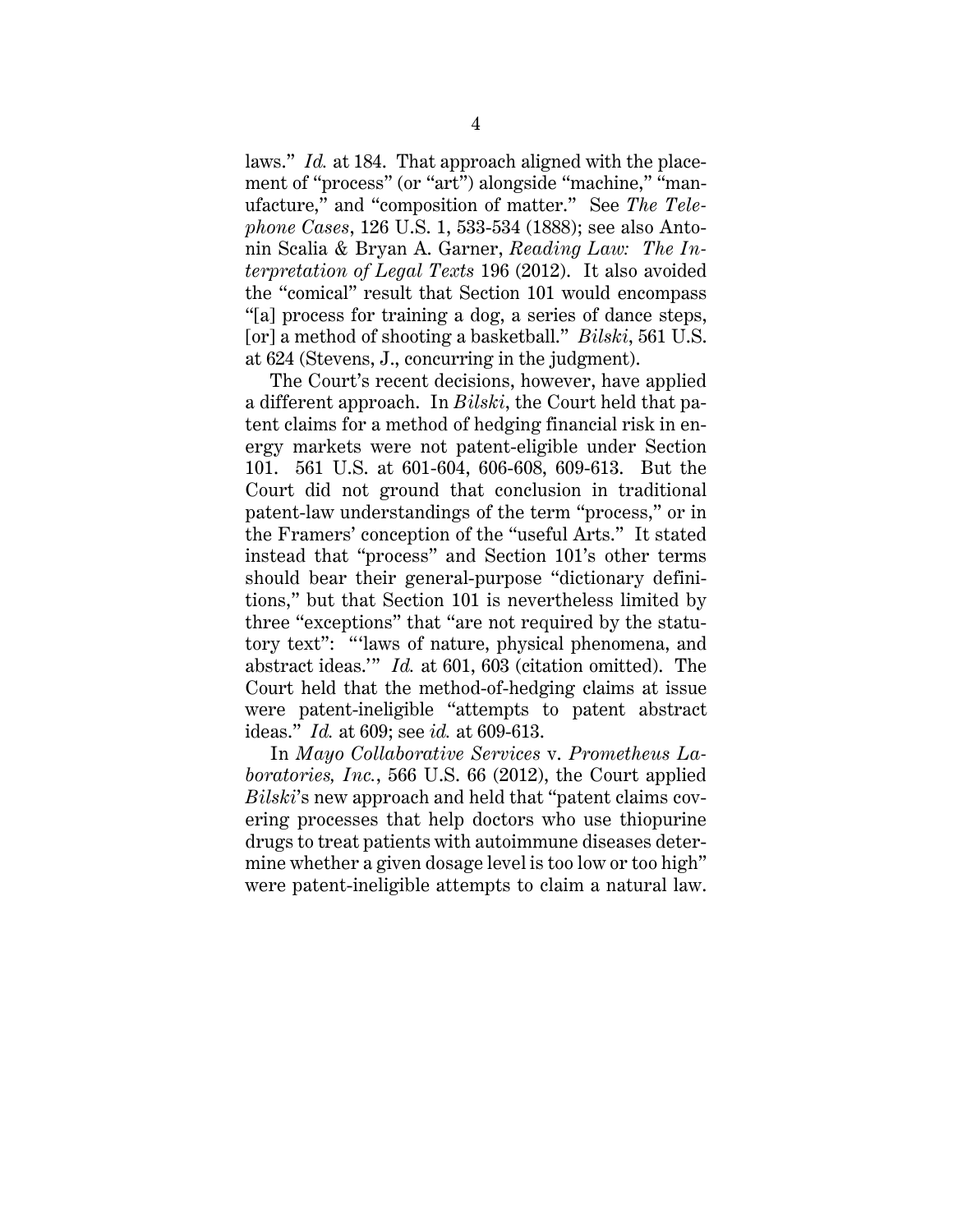laws." *Id.* at 184. That approach aligned with the placement of "process" (or "art") alongside "machine," "manufacture," and "composition of matter." See *The Telephone Cases*, 126 U.S. 1, 533-534 (1888); see also Antonin Scalia & Bryan A. Garner, *Reading Law: The Interpretation of Legal Texts* 196 (2012). It also avoided the "comical" result that Section 101 would encompass "[a] process for training a dog, a series of dance steps, [or] a method of shooting a basketball." *Bilski*, 561 U.S. at 624 (Stevens, J., concurring in the judgment).

The Court's recent decisions, however, have applied a different approach. In *Bilski*, the Court held that patent claims for a method of hedging financial risk in energy markets were not patent-eligible under Section 101. 561 U.S. at 601-604, 606-608, 609-613. But the Court did not ground that conclusion in traditional patent-law understandings of the term "process," or in the Framers' conception of the "useful Arts." It stated instead that "process" and Section 101's other terms should bear their general-purpose "dictionary definitions," but that Section 101 is nevertheless limited by three "exceptions" that "are not required by the statutory text": "'laws of nature, physical phenomena, and abstract ideas.'" *Id.* at 601, 603 (citation omitted). The Court held that the method-of-hedging claims at issue were patent-ineligible "attempts to patent abstract ideas." *Id.* at 609; see *id.* at 609-613.

In *Mayo Collaborative Services* v. *Prometheus Laboratories, Inc.*, 566 U.S. 66 (2012), the Court applied *Bilski*'s new approach and held that "patent claims covering processes that help doctors who use thiopurine drugs to treat patients with autoimmune diseases determine whether a given dosage level is too low or too high" were patent-ineligible attempts to claim a natural law.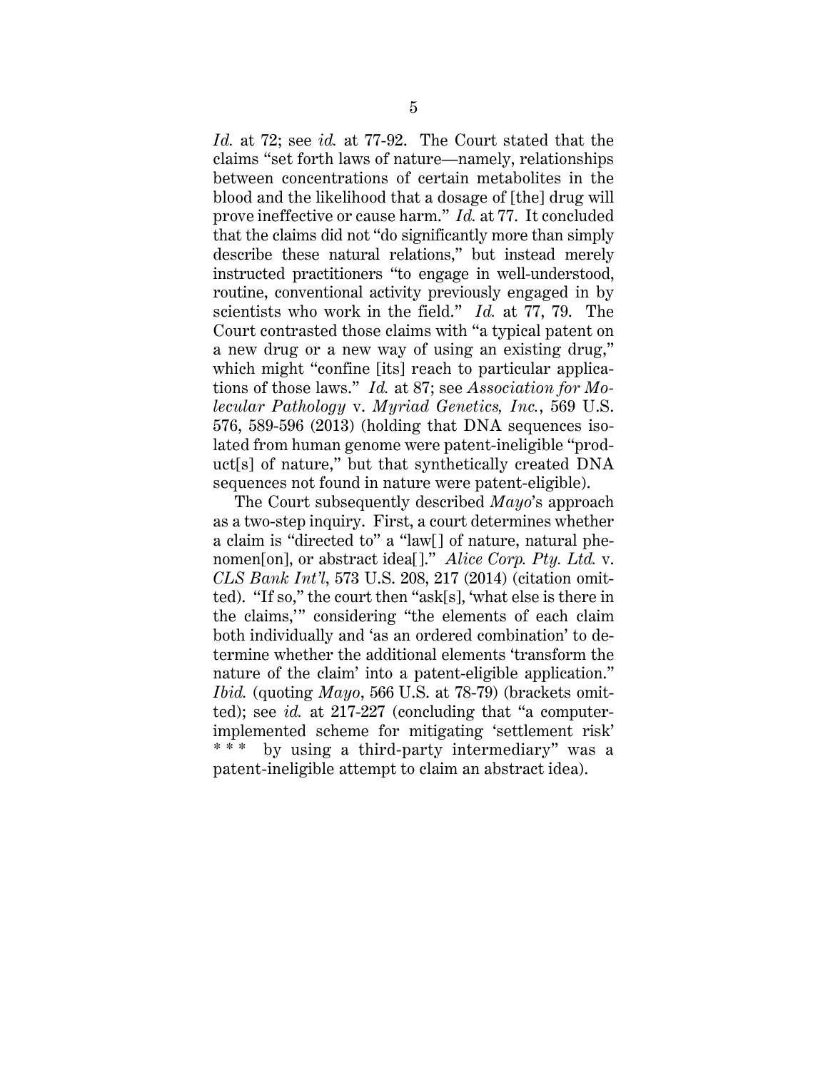*Id.* at 72; see *id.* at 77-92. The Court stated that the claims "set forth laws of nature—namely, relationships between concentrations of certain metabolites in the blood and the likelihood that a dosage of [the] drug will prove ineffective or cause harm." *Id.* at 77. It concluded that the claims did not "do significantly more than simply describe these natural relations," but instead merely instructed practitioners "to engage in well-understood, routine, conventional activity previously engaged in by scientists who work in the field." *Id.* at 77, 79. The Court contrasted those claims with "a typical patent on a new drug or a new way of using an existing drug," which might "confine [its] reach to particular applications of those laws." *Id.* at 87; see *Association for Molecular Pathology* v. *Myriad Genetics, Inc.*, 569 U.S. 576, 589-596 (2013) (holding that DNA sequences isolated from human genome were patent-ineligible "product[s] of nature," but that synthetically created DNA sequences not found in nature were patent-eligible).

The Court subsequently described *Mayo*'s approach as a two-step inquiry. First, a court determines whether a claim is "directed to" a "law[] of nature, natural phenomen[on], or abstract idea[]." *Alice Corp. Pty. Ltd.* v. *CLS Bank Int'l*, 573 U.S. 208, 217 (2014) (citation omitted). "If so," the court then "ask[s], 'what else is there in the claims,'" considering "the elements of each claim both individually and 'as an ordered combination' to determine whether the additional elements 'transform the nature of the claim' into a patent-eligible application." *Ibid.* (quoting *Mayo*, 566 U.S. at 78-79) (brackets omitted); see *id.* at 217-227 (concluding that "a computer-implemented scheme for mitigating 'settlement risk' * * * by using a third-party intermediary" was a patent-ineligible attempt to claim an abstract idea).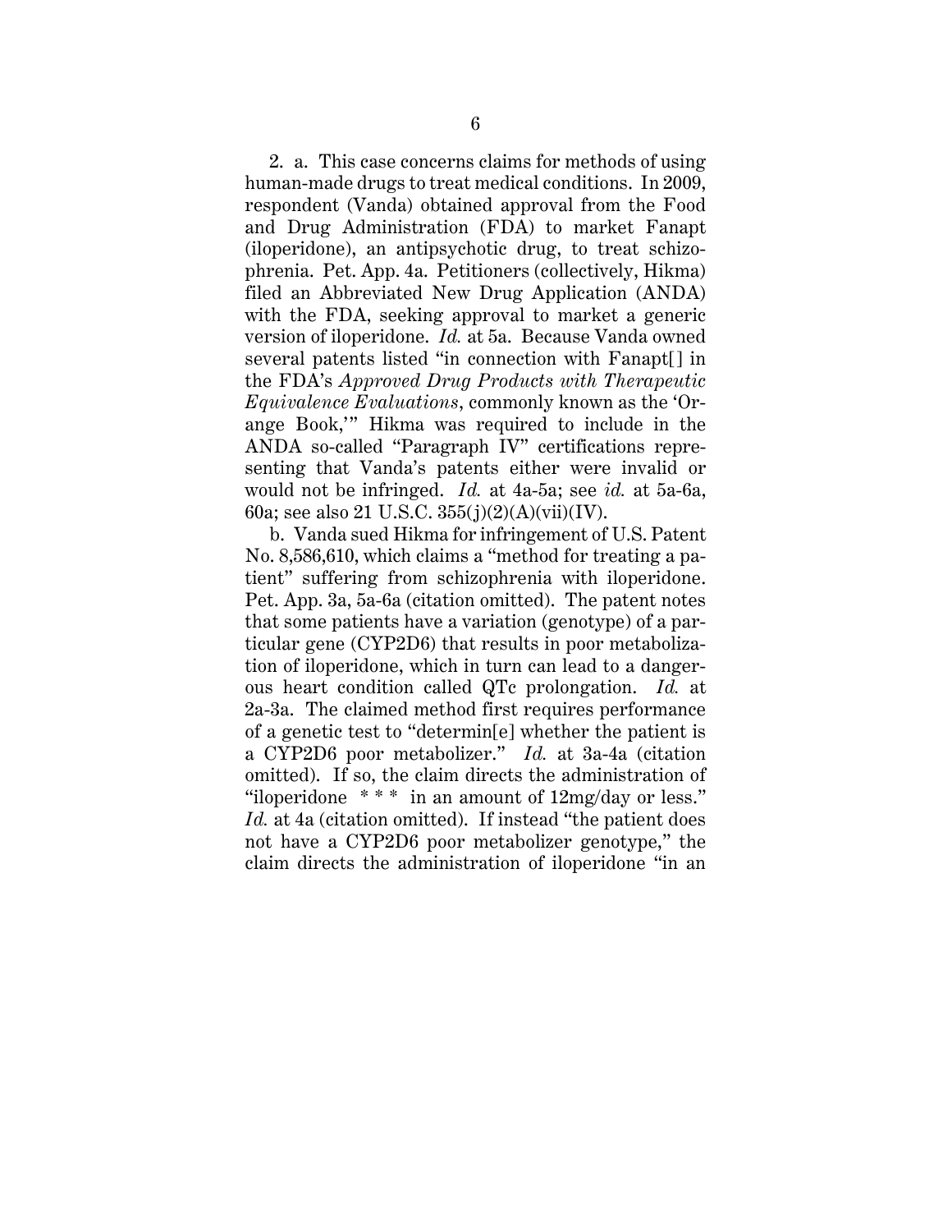2. a. This case concerns claims for methods of using human-made drugs to treat medical conditions. In 2009, respondent (Vanda) obtained approval from the Food and Drug Administration (FDA) to market Fanapt (iloperidone), an antipsychotic drug, to treat schizophrenia. Pet. App. 4a. Petitioners (collectively, Hikma) filed an Abbreviated New Drug Application (ANDA) with the FDA, seeking approval to market a generic version of iloperidone. *Id.* at 5a. Because Vanda owned several patents listed "in connection with Fanapt[] in the FDA's *Approved Drug Products with Therapeutic Equivalence Evaluations*, commonly known as the 'Orange Book,'" Hikma was required to include in the ANDA so-called "Paragraph IV" certifications representing that Vanda's patents either were invalid or would not be infringed. *Id.* at 4a-5a; see *id.* at 5a-6a, 60a; see also 21 U.S.C. 355(j)(2)(A)(vii)(IV).

b. Vanda sued Hikma for infringement of U.S. Patent No. 8,586,610, which claims a "method for treating a patient" suffering from schizophrenia with iloperidone. Pet. App. 3a, 5a-6a (citation omitted). The patent notes that some patients have a variation (genotype) of a particular gene (CYP2D6) that results in poor metabolization of iloperidone, which in turn can lead to a dangerous heart condition called QTc prolongation. *Id.* at 2a-3a. The claimed method first requires performance of a genetic test to "determin[e] whether the patient is a CYP2D6 poor metabolizer." *Id.* at 3a-4a (citation omitted). If so, the claim directs the administration of "iloperidone * * * in an amount of 12mg/day or less." *Id.* at 4a (citation omitted). If instead "the patient does not have a CYP2D6 poor metabolizer genotype," the claim directs the administration of iloperidone "in an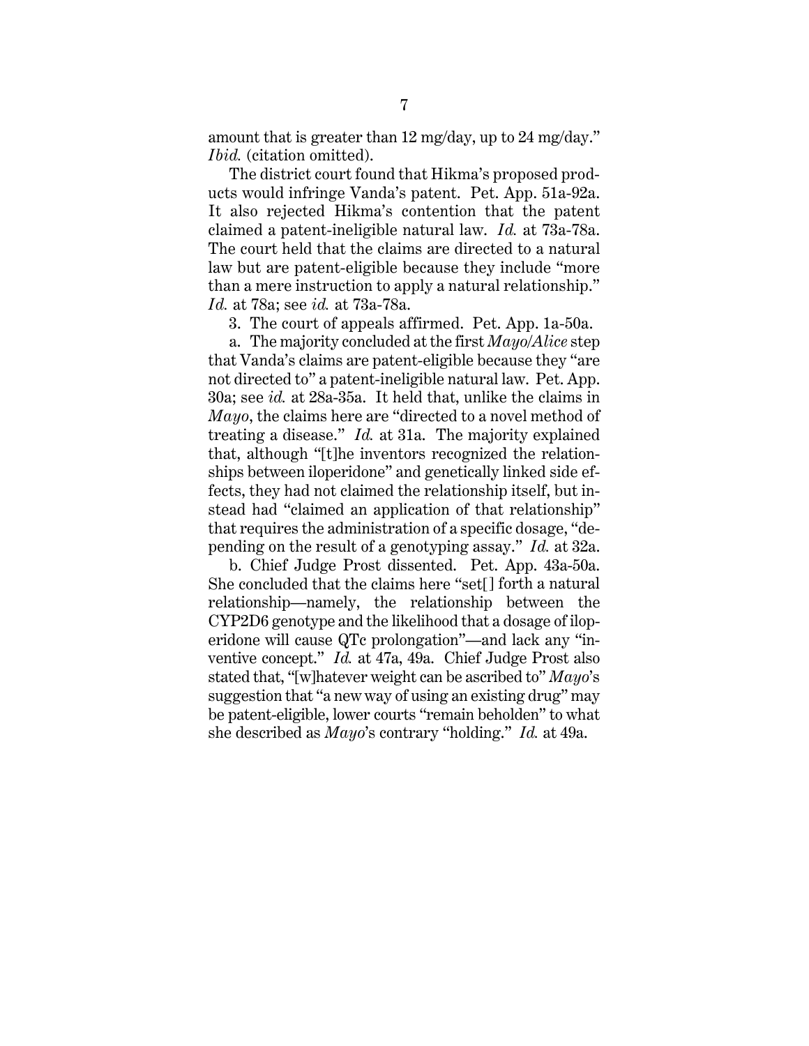amount that is greater than 12 mg/day, up to 24 mg/day." *Ibid.* (citation omitted).

The district court found that Hikma's proposed products would infringe Vanda's patent. Pet. App. 51a-92a. It also rejected Hikma's contention that the patent claimed a patent-ineligible natural law. *Id.* at 73a-78a. The court held that the claims are directed to a natural law but are patent-eligible because they include "more than a mere instruction to apply a natural relationship." *Id.* at 78a; see *id.* at 73a-78a.

3. The court of appeals affirmed. Pet. App. 1a-50a.

a. The majority concluded at the first *Mayo*/*Alice* step that Vanda's claims are patent-eligible because they "are not directed to" a patent-ineligible natural law. Pet. App. 30a; see *id.* at 28a-35a. It held that, unlike the claims in *Mayo*, the claims here are "directed to a novel method of treating a disease." *Id.* at 31a. The majority explained that, although "[t]he inventors recognized the relationships between iloperidone" and genetically linked side effects, they had not claimed the relationship itself, but instead had "claimed an application of that relationship" that requires the administration of a specific dosage, "depending on the result of a genotyping assay." *Id.* at 32a.

b. Chief Judge Prost dissented. Pet. App. 43a-50a. She concluded that the claims here "set[] forth a natural relationship—namely, the relationship between the CYP2D6 genotype and the likelihood that a dosage of iloperidone will cause QTc prolongation"—and lack any "inventive concept." *Id.* at 47a, 49a. Chief Judge Prost also stated that, "[w]hatever weight can be ascribed to" *Mayo*'s suggestion that "a new way of using an existing drug" may be patent-eligible, lower courts "remain beholden" to what she described as *Mayo*'s contrary "holding." *Id.* at 49a.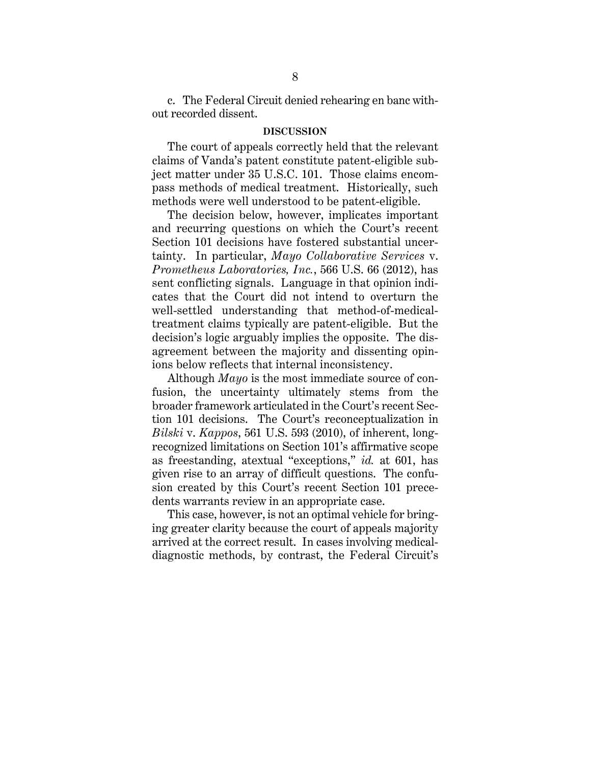c. The Federal Circuit denied rehearing en banc without recorded dissent.

## DISCUSSION

The court of appeals correctly held that the relevant claims of Vanda's patent constitute patent-eligible subject matter under 35 U.S.C. 101. Those claims encompass methods of medical treatment. Historically, such methods were well understood to be patent-eligible.

The decision below, however, implicates important and recurring questions on which the Court's recent Section 101 decisions have fostered substantial uncertainty. In particular, *Mayo Collaborative Services* v. *Prometheus Laboratories, Inc.*, 566 U.S. 66 (2012), has sent conflicting signals. Language in that opinion indicates that the Court did not intend to overturn the well-settled understanding that method-of-medical-treatment claims typically are patent-eligible. But the decision's logic arguably implies the opposite. The disagreement between the majority and dissenting opinions below reflects that internal inconsistency.

Although *Mayo* is the most immediate source of confusion, the uncertainty ultimately stems from the broader framework articulated in the Court's recent Section 101 decisions. The Court's reconceptualization in *Bilski* v. *Kappos*, 561 U.S. 593 (2010), of inherent, long-recognized limitations on Section 101's affirmative scope as freestanding, atextual "exceptions," *id.* at 601, has given rise to an array of difficult questions. The confusion created by this Court's recent Section 101 precedents warrants review in an appropriate case.

This case, however, is not an optimal vehicle for bringing greater clarity because the court of appeals majority arrived at the correct result. In cases involving medical-diagnostic methods, by contrast, the Federal Circuit's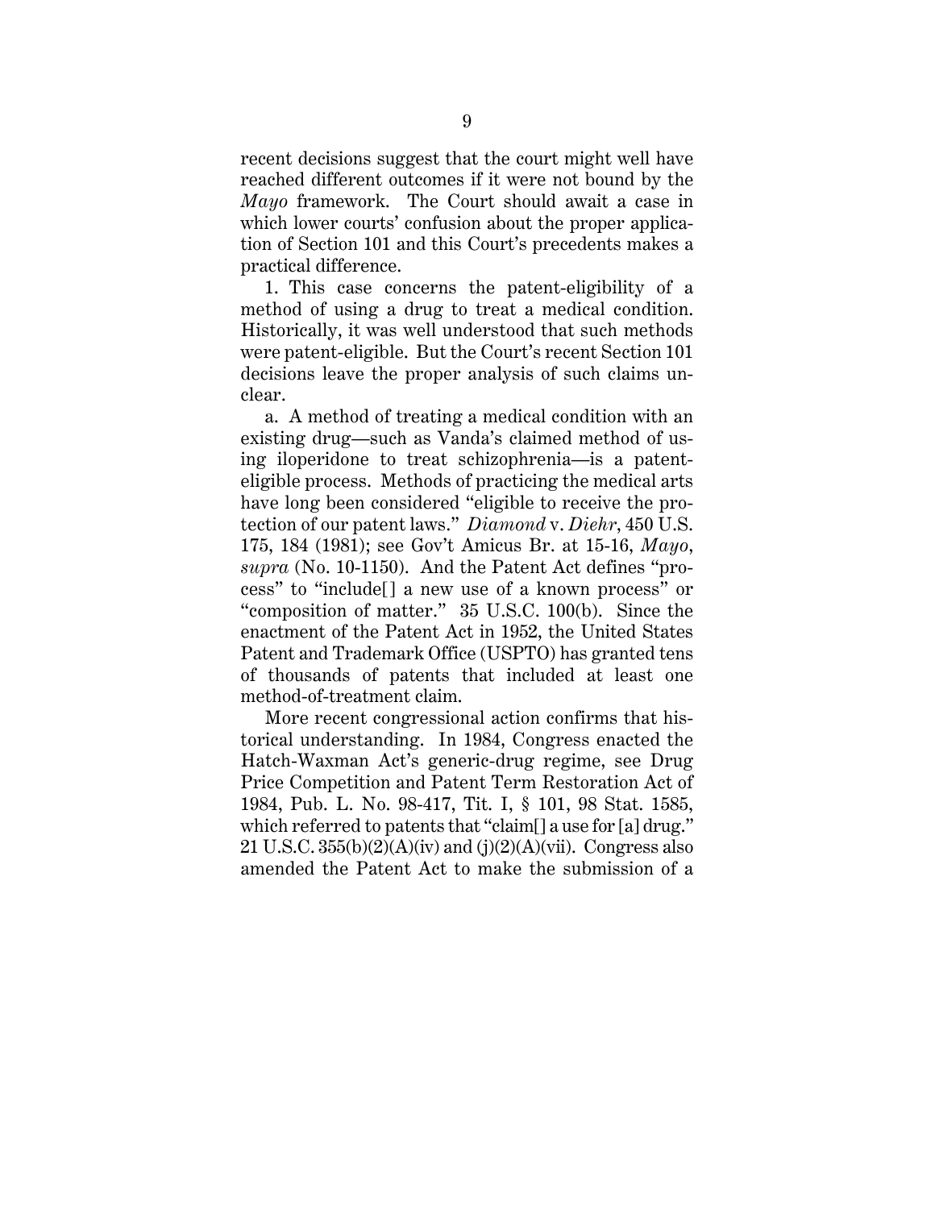recent decisions suggest that the court might well have reached different outcomes if it were not bound by the *Mayo* framework. The Court should await a case in which lower courts' confusion about the proper application of Section 101 and this Court's precedents makes a practical difference.

1. This case concerns the patent-eligibility of a method of using a drug to treat a medical condition. Historically, it was well understood that such methods were patent-eligible. But the Court's recent Section 101 decisions leave the proper analysis of such claims unclear.

a. A method of treating a medical condition with an existing drug—such as Vanda's claimed method of using iloperidone to treat schizophrenia—is a patent-eligible process. Methods of practicing the medical arts have long been considered "eligible to receive the protection of our patent laws." *Diamond* v. *Diehr*, 450 U.S. 175, 184 (1981); see Gov't Amicus Br. at 15-16, *Mayo*, *supra* (No. 10-1150). And the Patent Act defines "process" to "include[] a new use of a known process" or "composition of matter." 35 U.S.C. 100(b). Since the enactment of the Patent Act in 1952, the United States Patent and Trademark Office (USPTO) has granted tens of thousands of patents that included at least one method-of-treatment claim.

More recent congressional action confirms that historical understanding. In 1984, Congress enacted the Hatch-Waxman Act's generic-drug regime, see Drug Price Competition and Patent Term Restoration Act of 1984, Pub. L. No. 98-417, Tit. I, § 101, 98 Stat. 1585, which referred to patents that "claim[] a use for [a] drug." 21 U.S.C. 355(b)(2)(A)(iv) and (j)(2)(A)(vii). Congress also amended the Patent Act to make the submission of a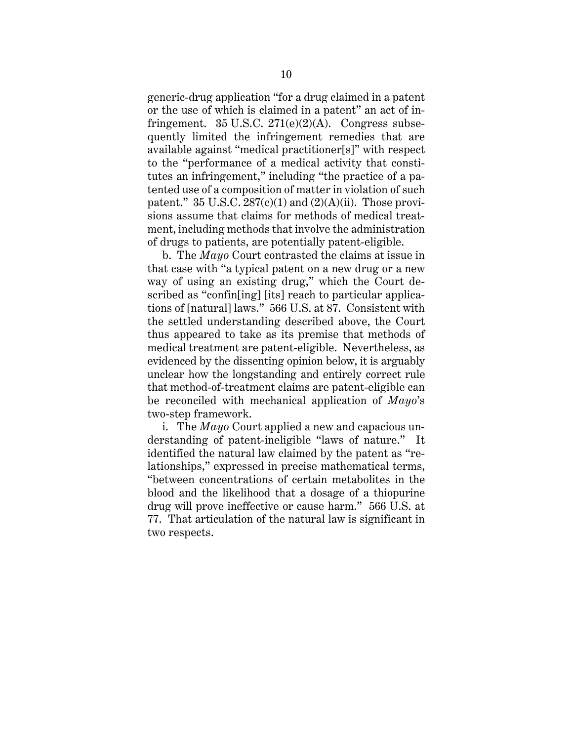generic-drug application "for a drug claimed in a patent or the use of which is claimed in a patent" an act of infringement. 35 U.S.C. 271(e)(2)(A). Congress subsequently limited the infringement remedies that are available against "medical practitioner[s]" with respect to the "performance of a medical activity that constitutes an infringement," including "the practice of a patented use of a composition of matter in violation of such patent." 35 U.S.C. 287(c)(1) and (2)(A)(ii). Those provisions assume that claims for methods of medical treatment, including methods that involve the administration of drugs to patients, are potentially patent-eligible.

b. The *Mayo* Court contrasted the claims at issue in that case with "a typical patent on a new drug or a new way of using an existing drug," which the Court described as "confin[ing] [its] reach to particular applications of [natural] laws." 566 U.S. at 87. Consistent with the settled understanding described above, the Court thus appeared to take as its premise that methods of medical treatment are patent-eligible. Nevertheless, as evidenced by the dissenting opinion below, it is arguably unclear how the longstanding and entirely correct rule that method-of-treatment claims are patent-eligible can be reconciled with mechanical application of *Mayo*'s two-step framework.

i. The *Mayo* Court applied a new and capacious understanding of patent-ineligible "laws of nature." It identified the natural law claimed by the patent as "relationships," expressed in precise mathematical terms, "between concentrations of certain metabolites in the blood and the likelihood that a dosage of a thiopurine drug will prove ineffective or cause harm." 566 U.S. at 77. That articulation of the natural law is significant in two respects.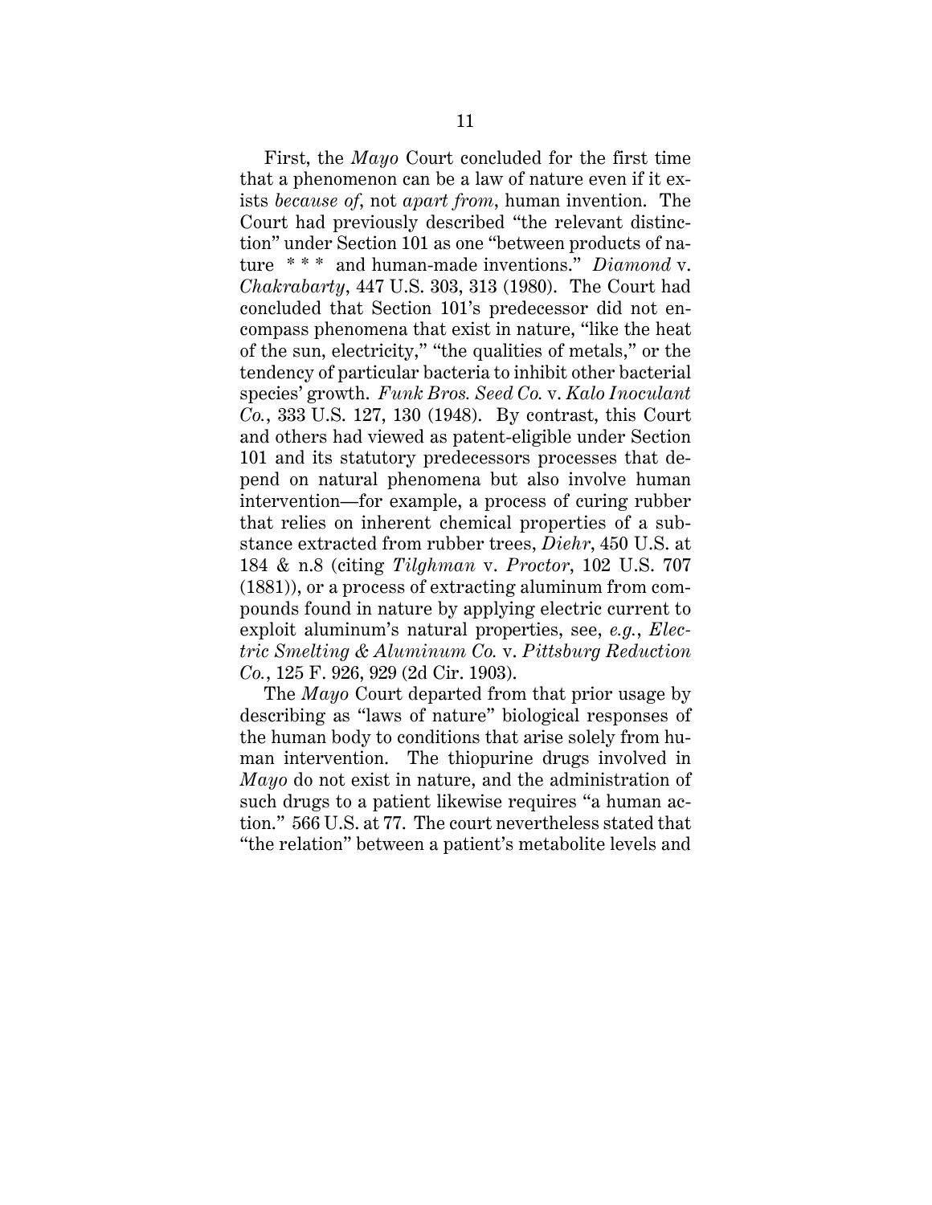First, the *Mayo* Court concluded for the first time that a phenomenon can be a law of nature even if it exists *because of*, not *apart from*, human invention. The Court had previously described "the relevant distinction" under Section 101 as one "between products of nature * * * and human-made inventions." *Diamond* v. *Chakrabarty*, 447 U.S. 303, 313 (1980). The Court had concluded that Section 101's predecessor did not encompass phenomena that exist in nature, "like the heat of the sun, electricity," "the qualities of metals," or the tendency of particular bacteria to inhibit other bacterial species' growth. *Funk Bros. Seed Co.* v. *Kalo Inoculant Co.*, 333 U.S. 127, 130 (1948). By contrast, this Court and others had viewed as patent-eligible under Section 101 and its statutory predecessors processes that depend on natural phenomena but also involve human intervention—for example, a process of curing rubber that relies on inherent chemical properties of a substance extracted from rubber trees, *Diehr*, 450 U.S. at 184 & n.8 (citing *Tilghman* v. *Proctor*, 102 U.S. 707 (1881)), or a process of extracting aluminum from compounds found in nature by applying electric current to exploit aluminum's natural properties, see, *e.g.*, *Electric Smelting & Aluminum Co.* v. *Pittsburg Reduction Co.*, 125 F. 926, 929 (2d Cir. 1903).

The *Mayo* Court departed from that prior usage by describing as "laws of nature" biological responses of the human body to conditions that arise solely from human intervention. The thiopurine drugs involved in *Mayo* do not exist in nature, and the administration of such drugs to a patient likewise requires "a human action." 566 U.S. at 77. The court nevertheless stated that "the relation" between a patient's metabolite levels and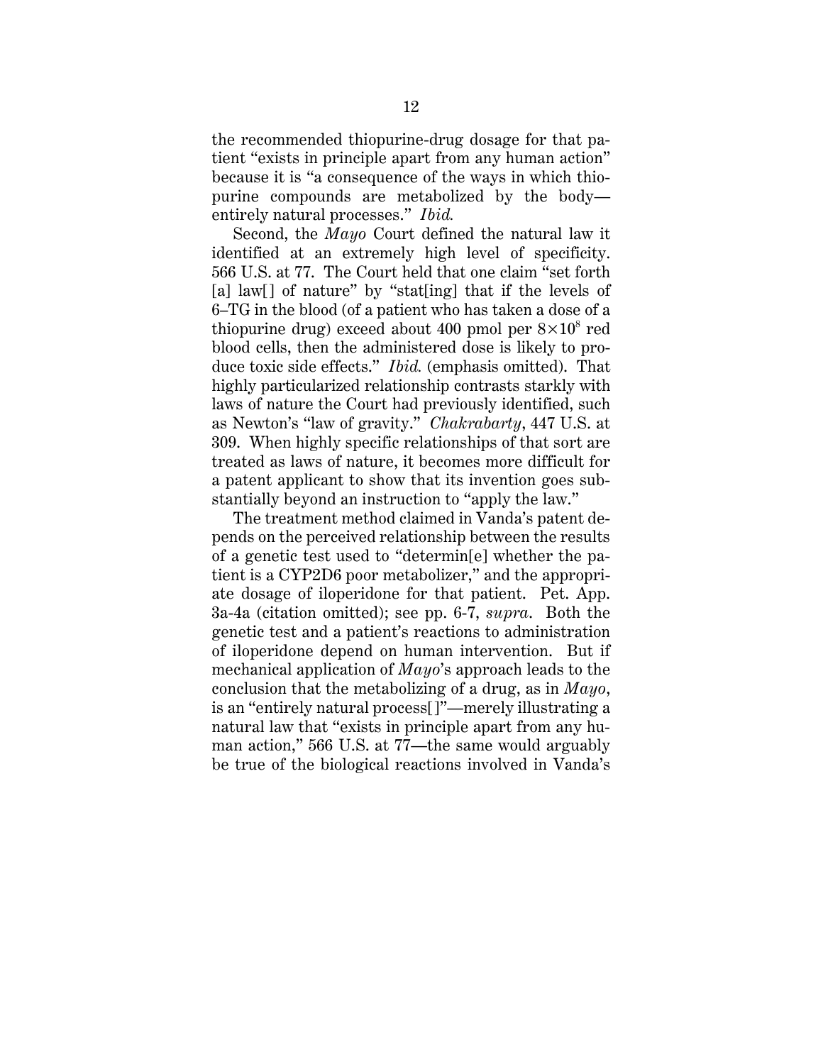the recommended thiopurine-drug dosage for that patient "exists in principle apart from any human action" because it is "a consequence of the ways in which thiopurine compounds are metabolized by the body—entirely natural processes." *Ibid.*

Second, the *Mayo* Court defined the natural law it identified at an extremely high level of specificity. 566 U.S. at 77. The Court held that one claim "set forth [a] law[] of nature" by "stat[ing] that if the levels of 6–TG in the blood (of a patient who has taken a dose of a thiopurine drug) exceed about 400 pmol per $8 \times 10^8$ red blood cells, then the administered dose is likely to produce toxic side effects." *Ibid.* (emphasis omitted). That highly particularized relationship contrasts starkly with laws of nature the Court had previously identified, such as Newton's "law of gravity." *Chakrabarty*, 447 U.S. at 309. When highly specific relationships of that sort are treated as laws of nature, it becomes more difficult for a patent applicant to show that its invention goes substantially beyond an instruction to "apply the law."

The treatment method claimed in Vanda's patent depends on the perceived relationship between the results of a genetic test used to "determin[e] whether the patient is a CYP2D6 poor metabolizer," and the appropriate dosage of iloperidone for that patient. Pet. App. 3a-4a (citation omitted); see pp. 6-7, *supra*. Both the genetic test and a patient's reactions to administration of iloperidone depend on human intervention. But if mechanical application of *Mayo*'s approach leads to the conclusion that the metabolizing of a drug, as in *Mayo*, is an "entirely natural process[ ]"—merely illustrating a natural law that "exists in principle apart from any human action," 566 U.S. at 77—the same would arguably be true of the biological reactions involved in Vanda's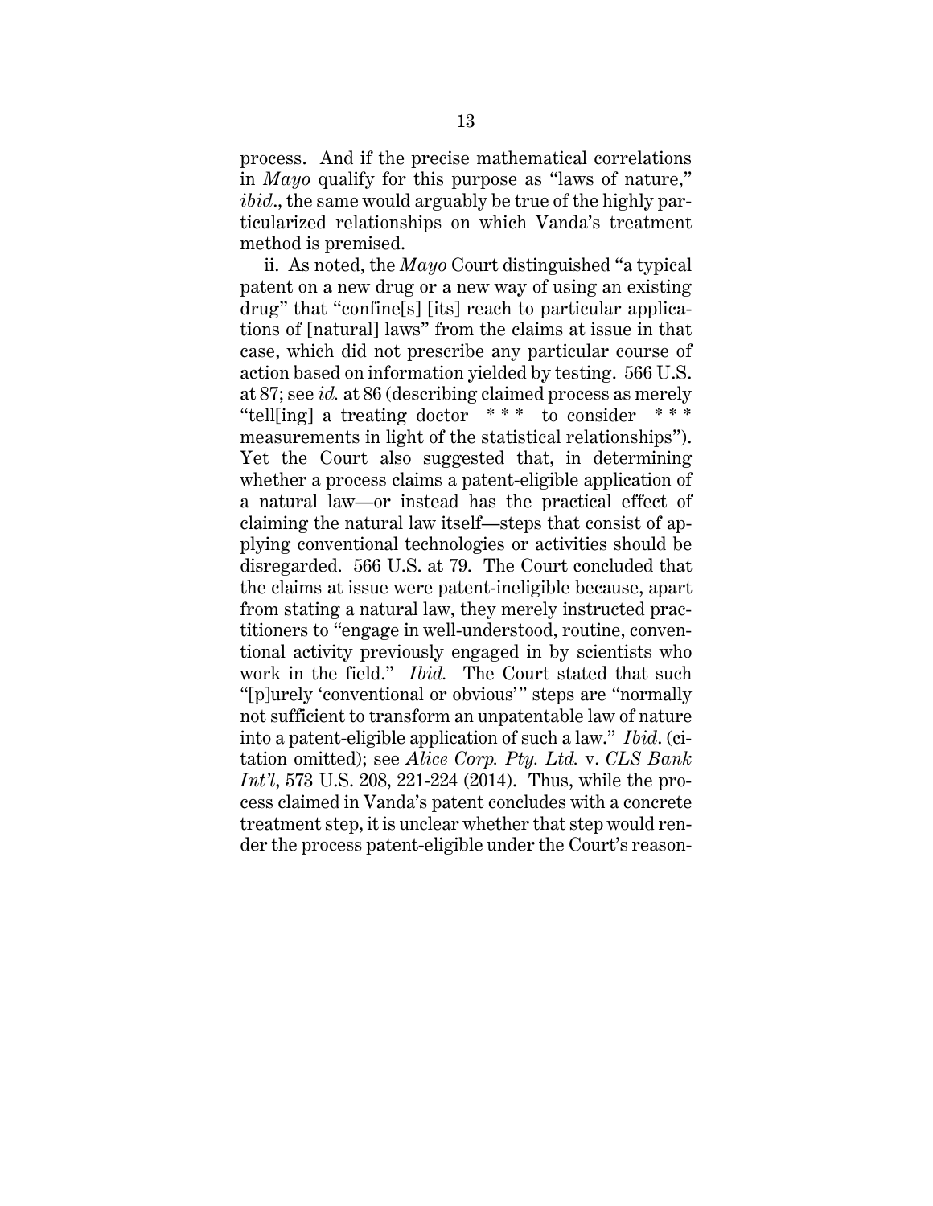process. And if the precise mathematical correlations in *Mayo* qualify for this purpose as "laws of nature," *ibid*., the same would arguably be true of the highly particularized relationships on which Vanda's treatment method is premised.

ii. As noted, the *Mayo* Court distinguished "a typical patent on a new drug or a new way of using an existing drug" that "confine[s] [its] reach to particular applications of [natural] laws" from the claims at issue in that case, which did not prescribe any particular course of action based on information yielded by testing. 566 U.S. at 87; see *id.* at 86 (describing claimed process as merely "tell[ing] a treating doctor * * * to consider * * * measurements in light of the statistical relationships"). Yet the Court also suggested that, in determining whether a process claims a patent-eligible application of a natural law—or instead has the practical effect of claiming the natural law itself—steps that consist of applying conventional technologies or activities should be disregarded. 566 U.S. at 79. The Court concluded that the claims at issue were patent-ineligible because, apart from stating a natural law, they merely instructed practitioners to "engage in well-understood, routine, conventional activity previously engaged in by scientists who work in the field." *Ibid.* The Court stated that such "[p]urely 'conventional or obvious'" steps are "normally not sufficient to transform an unpatentable law of nature into a patent-eligible application of such a law." *Ibid*. (citation omitted); see *Alice Corp. Pty. Ltd.* v. *CLS Bank Int'l*, 573 U.S. 208, 221-224 (2014). Thus, while the process claimed in Vanda's patent concludes with a concrete treatment step, it is unclear whether that step would render the process patent-eligible under the Court's reason-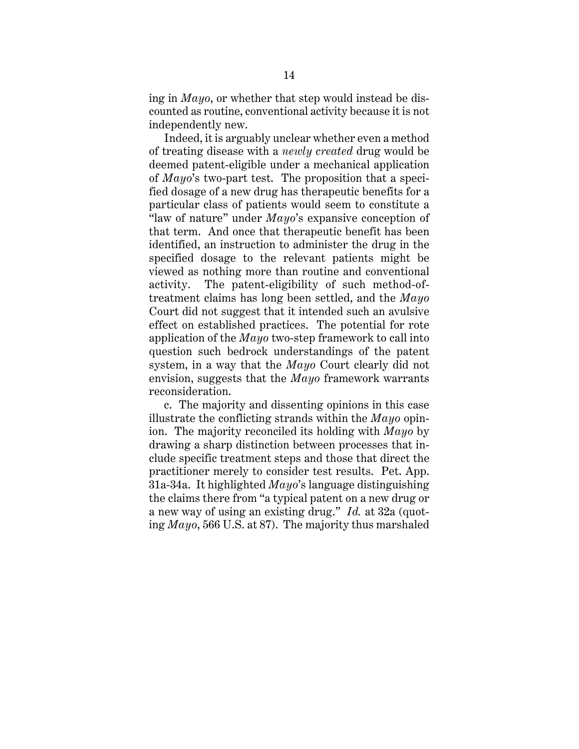ing in *Mayo*, or whether that step would instead be discounted as routine, conventional activity because it is not independently new.

Indeed, it is arguably unclear whether even a method of treating disease with a *newly created* drug would be deemed patent-eligible under a mechanical application of *Mayo*'s two-part test. The proposition that a specified dosage of a new drug has therapeutic benefits for a particular class of patients would seem to constitute a "law of nature" under *Mayo*'s expansive conception of that term. And once that therapeutic benefit has been identified, an instruction to administer the drug in the specified dosage to the relevant patients might be viewed as nothing more than routine and conventional activity. The patent-eligibility of such method-of-treatment claims has long been settled, and the *Mayo* Court did not suggest that it intended such an avulsive effect on established practices. The potential for rote application of the *Mayo* two-step framework to call into question such bedrock understandings of the patent system, in a way that the *Mayo* Court clearly did not envision, suggests that the *Mayo* framework warrants reconsideration.

c. The majority and dissenting opinions in this case illustrate the conflicting strands within the *Mayo* opinion. The majority reconciled its holding with *Mayo* by drawing a sharp distinction between processes that include specific treatment steps and those that direct the practitioner merely to consider test results. Pet. App. 31a-34a. It highlighted *Mayo*'s language distinguishing the claims there from "a typical patent on a new drug or a new way of using an existing drug." *Id.* at 32a (quoting *Mayo*, 566 U.S. at 87). The majority thus marshaled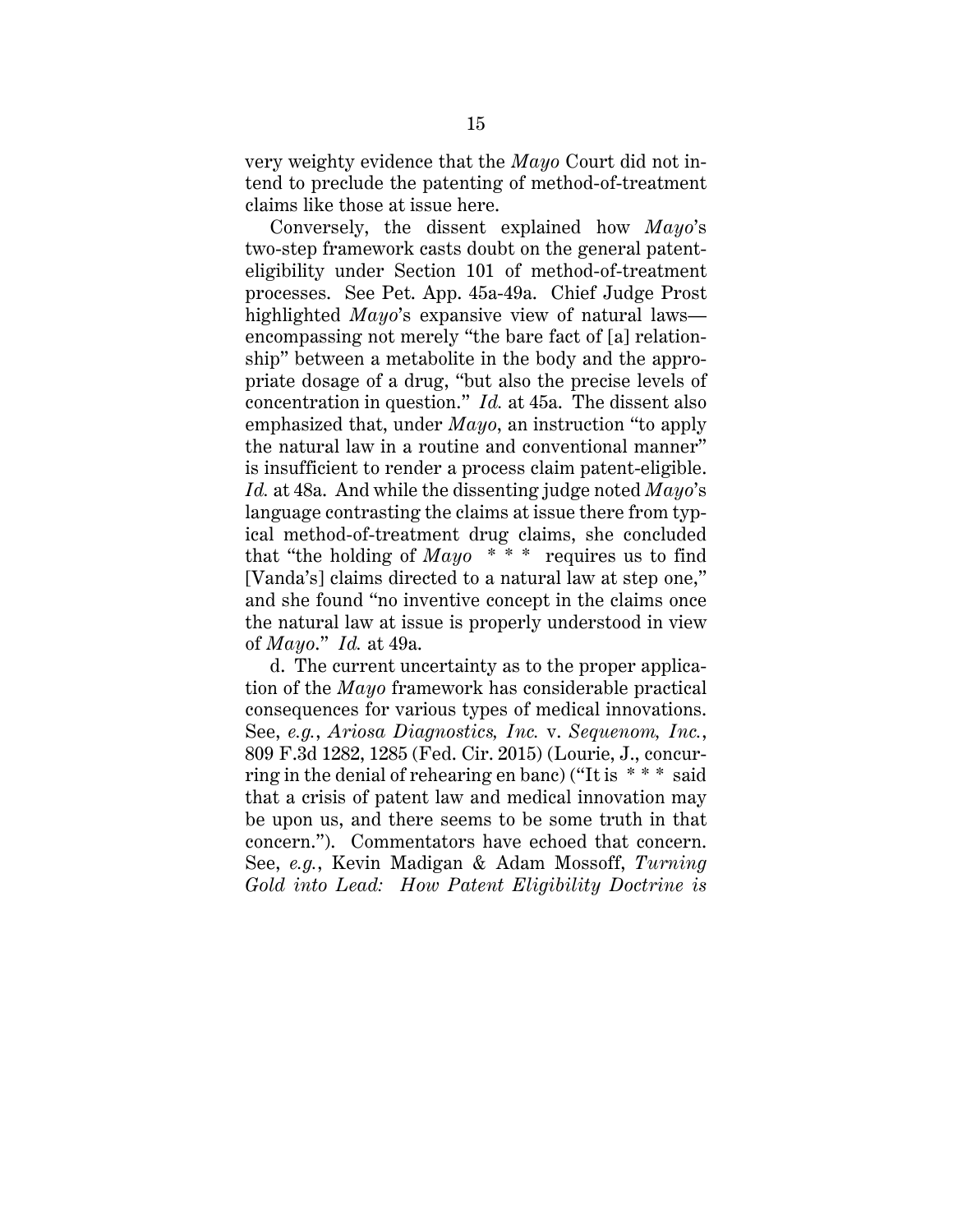very weighty evidence that the *Mayo* Court did not intend to preclude the patenting of method-of-treatment claims like those at issue here.

Conversely, the dissent explained how *Mayo*'s two-step framework casts doubt on the general patent-eligibility under Section 101 of method-of-treatment processes. See Pet. App. 45a-49a. Chief Judge Prost highlighted *Mayo*'s expansive view of natural laws—encompassing not merely "the bare fact of [a] relationship" between a metabolite in the body and the appropriate dosage of a drug, "but also the precise levels of concentration in question." *Id.* at 45a. The dissent also emphasized that, under *Mayo*, an instruction "to apply the natural law in a routine and conventional manner" is insufficient to render a process claim patent-eligible. *Id.* at 48a. And while the dissenting judge noted *Mayo*'s language contrasting the claims at issue there from typical method-of-treatment drug claims, she concluded that "the holding of *Mayo* * * * requires us to find [Vanda's] claims directed to a natural law at step one," and she found "no inventive concept in the claims once the natural law at issue is properly understood in view of *Mayo*." *Id.* at 49a.

d. The current uncertainty as to the proper application of the *Mayo* framework has considerable practical consequences for various types of medical innovations. See, *e.g.*, *Ariosa Diagnostics, Inc.* v. *Sequenom, Inc.*, 809 F.3d 1282, 1285 (Fed. Cir. 2015) (Lourie, J., concurring in the denial of rehearing en banc) ("It is * * * said that a crisis of patent law and medical innovation may be upon us, and there seems to be some truth in that concern."). Commentators have echoed that concern. See, *e.g.*, Kevin Madigan & Adam Mossoff, *Turning Gold into Lead: How Patent Eligibility Doctrine is*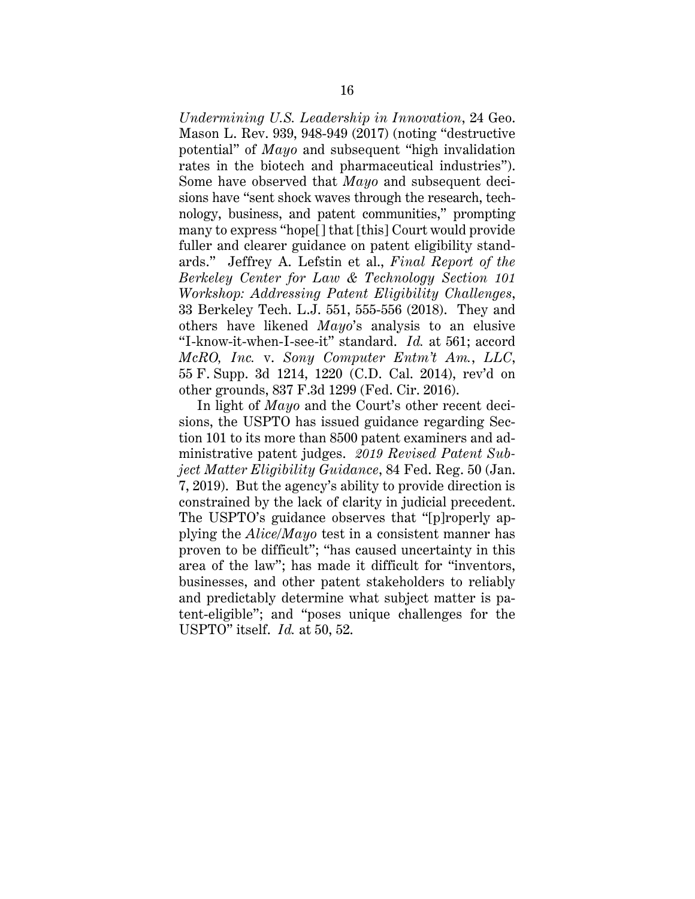*Undermining U.S. Leadership in Innovation*, 24 Geo. Mason L. Rev. 939, 948-949 (2017) (noting "destructive potential" of *Mayo* and subsequent "high invalidation rates in the biotech and pharmaceutical industries"). Some have observed that *Mayo* and subsequent decisions have "sent shock waves through the research, technology, business, and patent communities," prompting many to express "hope[] that [this] Court would provide fuller and clearer guidance on patent eligibility standards." Jeffrey A. Lefstin et al., *Final Report of the Berkeley Center for Law & Technology Section 101 Workshop: Addressing Patent Eligibility Challenges*, 33 Berkeley Tech. L.J. 551, 555-556 (2018). They and others have likened *Mayo*'s analysis to an elusive "I-know-it-when-I-see-it" standard. *Id.* at 561; accord *McRO, Inc.* v. *Sony Computer Entm't Am., LLC*, 55 F. Supp. 3d 1214, 1220 (C.D. Cal. 2014), rev'd on other grounds, 837 F.3d 1299 (Fed. Cir. 2016).

In light of *Mayo* and the Court's other recent decisions, the USPTO has issued guidance regarding Section 101 to its more than 8500 patent examiners and administrative patent judges. *2019 Revised Patent Subject Matter Eligibility Guidance*, 84 Fed. Reg. 50 (Jan. 7, 2019). But the agency's ability to provide direction is constrained by the lack of clarity in judicial precedent. The USPTO's guidance observes that "[p]roperly applying the *Alice/Mayo* test in a consistent manner has proven to be difficult"; "has caused uncertainty in this area of the law"; has made it difficult for "inventors, businesses, and other patent stakeholders to reliably and predictably determine what subject matter is patent-eligible"; and "poses unique challenges for the USPTO" itself. *Id.* at 50, 52.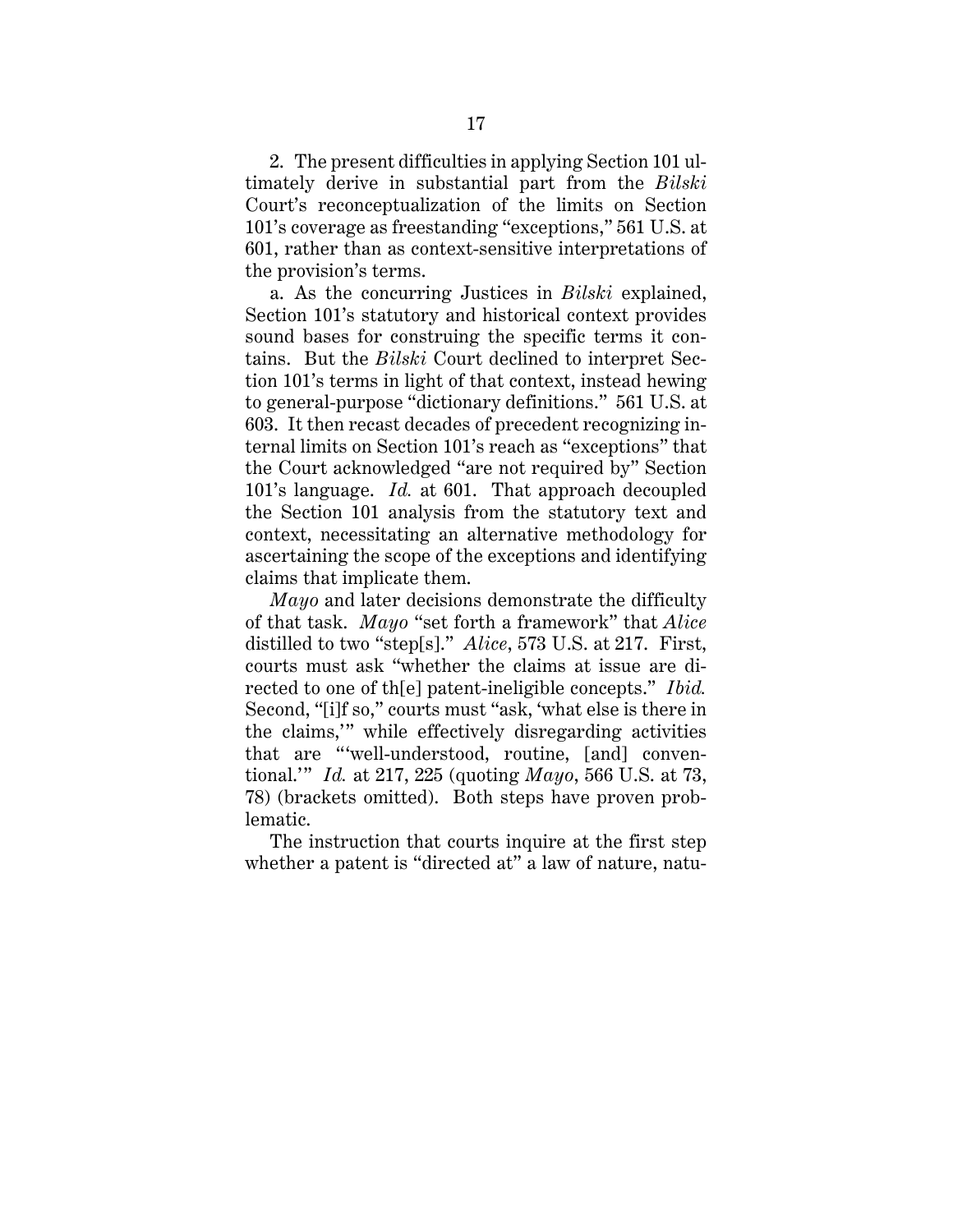2. The present difficulties in applying Section 101 ultimately derive in substantial part from the *Bilski* Court's reconceptualization of the limits on Section 101's coverage as freestanding "exceptions," 561 U.S. at 601, rather than as context-sensitive interpretations of the provision's terms.

a. As the concurring Justices in *Bilski* explained, Section 101's statutory and historical context provides sound bases for construing the specific terms it contains. But the *Bilski* Court declined to interpret Section 101's terms in light of that context, instead hewing to general-purpose "dictionary definitions." 561 U.S. at 603. It then recast decades of precedent recognizing internal limits on Section 101's reach as "exceptions" that the Court acknowledged "are not required by" Section 101's language. *Id.* at 601. That approach decoupled the Section 101 analysis from the statutory text and context, necessitating an alternative methodology for ascertaining the scope of the exceptions and identifying claims that implicate them.

*Mayo* and later decisions demonstrate the difficulty of that task. *Mayo* "set forth a framework" that *Alice* distilled to two "step[s]." *Alice*, 573 U.S. at 217. First, courts must ask "whether the claims at issue are directed to one of th[e] patent-ineligible concepts." *Ibid.* Second, "[i]f so," courts must "ask, 'what else is there in the claims,'" while effectively disregarding activities that are "'well-understood, routine, [and] conventional.'" *Id.* at 217, 225 (quoting *Mayo*, 566 U.S. at 73, 78) (brackets omitted). Both steps have proven problematic.

The instruction that courts inquire at the first step whether a patent is "directed at" a law of nature, natu-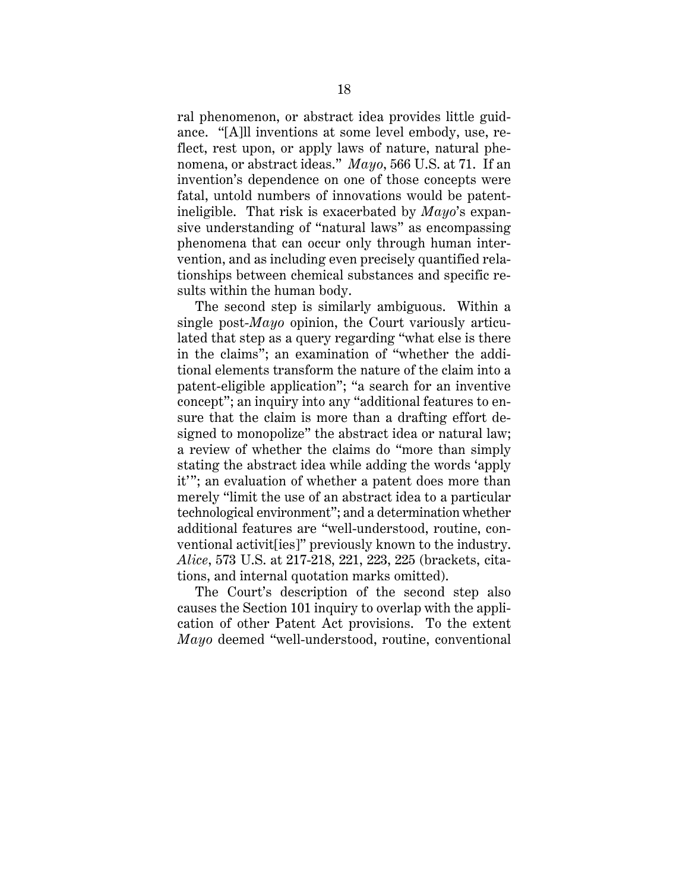ral phenomenon, or abstract idea provides little guidance. "[A]ll inventions at some level embody, use, reflect, rest upon, or apply laws of nature, natural phenomena, or abstract ideas." *Mayo*, 566 U.S. at 71. If an invention's dependence on one of those concepts were fatal, untold numbers of innovations would be patent-ineligible. That risk is exacerbated by *Mayo*'s expansive understanding of "natural laws" as encompassing phenomena that can occur only through human intervention, and as including even precisely quantified relationships between chemical substances and specific results within the human body.

The second step is similarly ambiguous. Within a single post-*Mayo* opinion, the Court variously articulated that step as a query regarding "what else is there in the claims"; an examination of "whether the additional elements transform the nature of the claim into a patent-eligible application"; "a search for an inventive concept"; an inquiry into any "additional features to ensure that the claim is more than a drafting effort designed to monopolize" the abstract idea or natural law; a review of whether the claims do "more than simply stating the abstract idea while adding the words 'apply it'"; an evaluation of whether a patent does more than merely "limit the use of an abstract idea to a particular technological environment"; and a determination whether additional features are "well-understood, routine, conventional activit[ies]" previously known to the industry. *Alice*, 573 U.S. at 217-218, 221, 223, 225 (brackets, citations, and internal quotation marks omitted).

The Court's description of the second step also causes the Section 101 inquiry to overlap with the application of other Patent Act provisions. To the extent *Mayo* deemed "well-understood, routine, conventional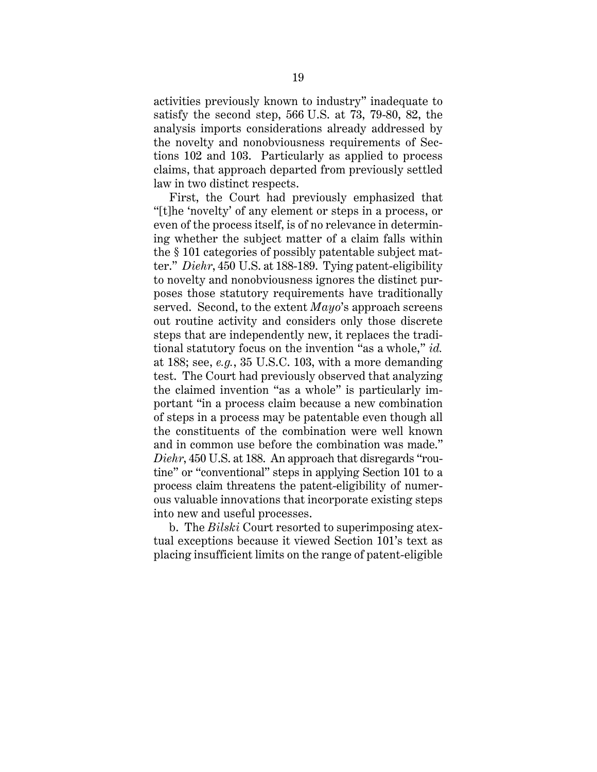activities previously known to industry" inadequate to satisfy the second step, 566 U.S. at 73, 79-80, 82, the analysis imports considerations already addressed by the novelty and nonobviousness requirements of Sections 102 and 103. Particularly as applied to process claims, that approach departed from previously settled law in two distinct respects.

First, the Court had previously emphasized that "[t]he 'novelty' of any element or steps in a process, or even of the process itself, is of no relevance in determining whether the subject matter of a claim falls within the § 101 categories of possibly patentable subject matter." *Diehr*, 450 U.S. at 188-189. Tying patent-eligibility to novelty and nonobviousness ignores the distinct purposes those statutory requirements have traditionally served. Second, to the extent *Mayo*'s approach screens out routine activity and considers only those discrete steps that are independently new, it replaces the traditional statutory focus on the invention "as a whole," *id.* at 188; see, *e.g.*, 35 U.S.C. 103, with a more demanding test. The Court had previously observed that analyzing the claimed invention "as a whole" is particularly important "in a process claim because a new combination of steps in a process may be patentable even though all the constituents of the combination were well known and in common use before the combination was made." *Diehr*, 450 U.S. at 188. An approach that disregards "routine" or "conventional" steps in applying Section 101 to a process claim threatens the patent-eligibility of numerous valuable innovations that incorporate existing steps into new and useful processes.

b. The *Bilski* Court resorted to superimposing atextual exceptions because it viewed Section 101's text as placing insufficient limits on the range of patent-eligible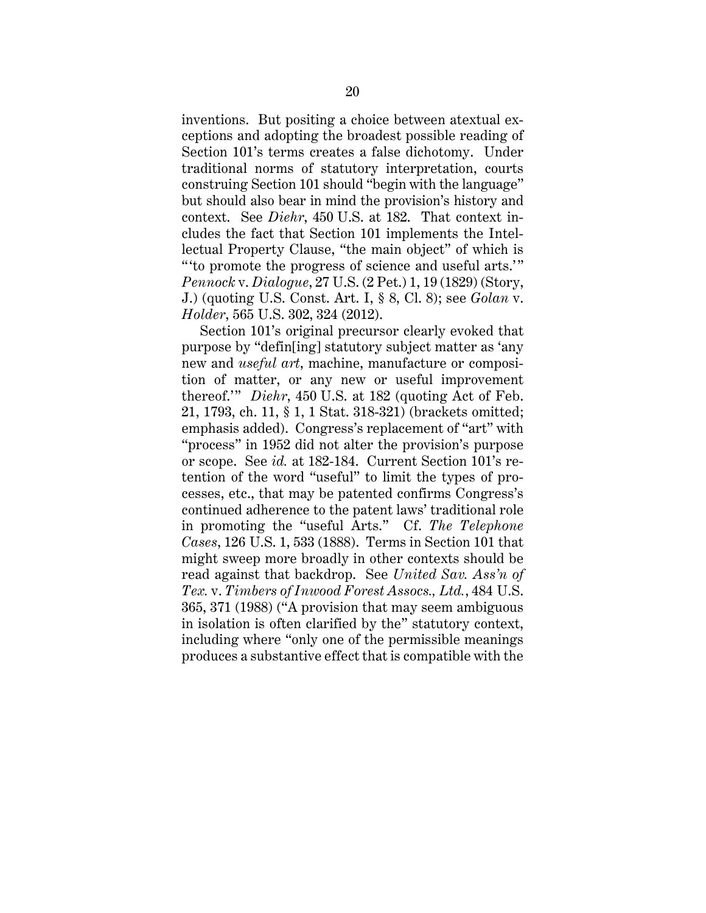inventions. But positing a choice between atextual exceptions and adopting the broadest possible reading of Section 101's terms creates a false dichotomy. Under traditional norms of statutory interpretation, courts construing Section 101 should "begin with the language" but should also bear in mind the provision's history and context. See *Diehr*, 450 U.S. at 182. That context includes the fact that Section 101 implements the Intellectual Property Clause, "the main object" of which is "'to promote the progress of science and useful arts.'" *Pennock* v. *Dialogue*, 27 U.S. (2 Pet.) 1, 19 (1829) (Story, J.) (quoting U.S. Const. Art. I, § 8, Cl. 8); see *Golan* v. *Holder*, 565 U.S. 302, 324 (2012).

Section 101's original precursor clearly evoked that purpose by "defin[ing] statutory subject matter as 'any new and *useful art*, machine, manufacture or composition of matter, or any new or useful improvement thereof.'" *Diehr*, 450 U.S. at 182 (quoting Act of Feb. 21, 1793, ch. 11, § 1, 1 Stat. 318-321) (brackets omitted; emphasis added). Congress's replacement of "art" with "process" in 1952 did not alter the provision's purpose or scope. See *id.* at 182-184. Current Section 101's retention of the word "useful" to limit the types of processes, etc., that may be patented confirms Congress's continued adherence to the patent laws' traditional role in promoting the "useful Arts." Cf. *The Telephone Cases*, 126 U.S. 1, 533 (1888). Terms in Section 101 that might sweep more broadly in other contexts should be read against that backdrop. See *United Sav. Ass'n of Tex.* v. *Timbers of Inwood Forest Assocs., Ltd.*, 484 U.S. 365, 371 (1988) ("A provision that may seem ambiguous in isolation is often clarified by the" statutory context, including where "only one of the permissible meanings produces a substantive effect that is compatible with the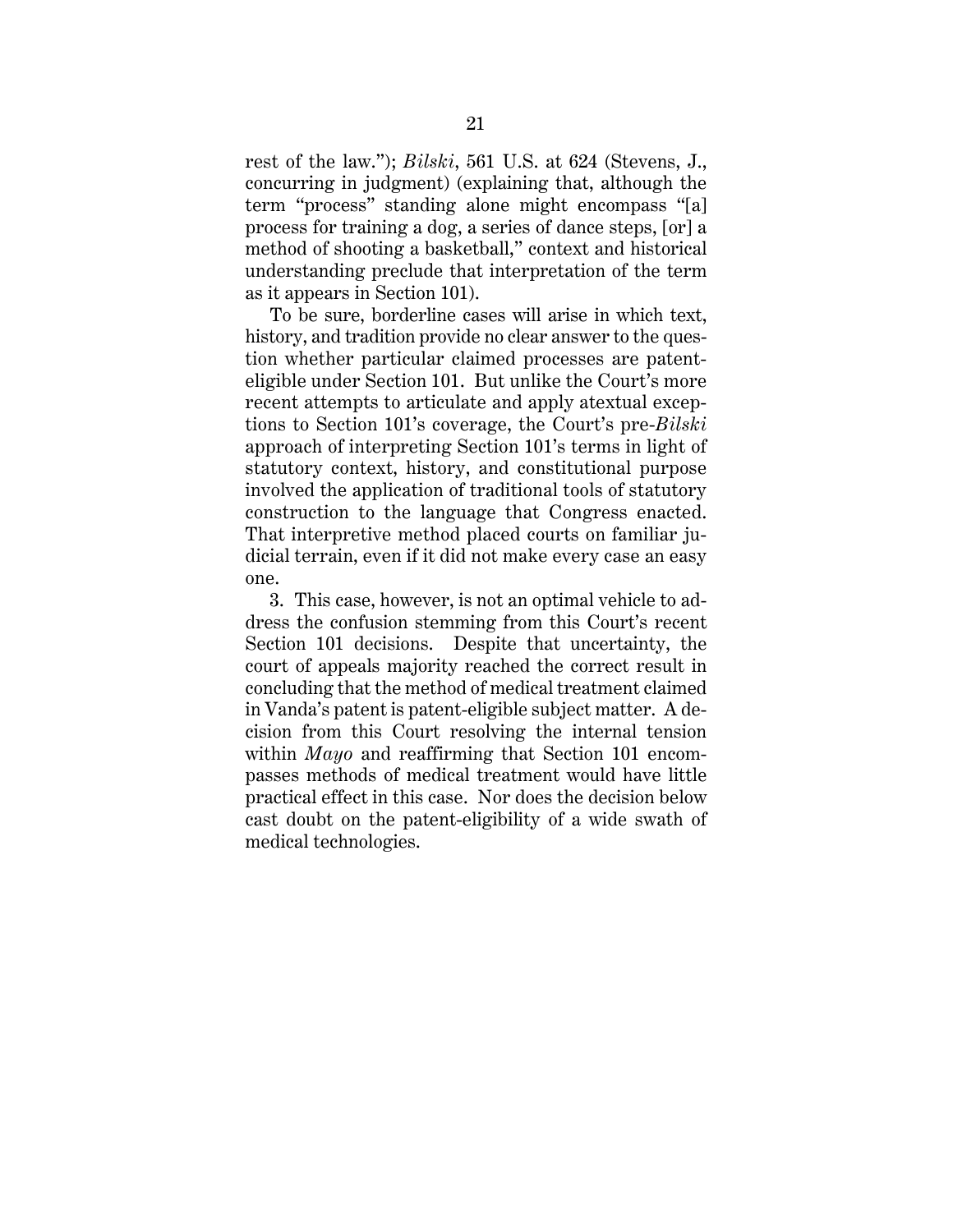rest of the law."); *Bilski*, 561 U.S. at 624 (Stevens, J., concurring in judgment) (explaining that, although the term "process" standing alone might encompass "[a] process for training a dog, a series of dance steps, [or] a method of shooting a basketball," context and historical understanding preclude that interpretation of the term as it appears in Section 101).

To be sure, borderline cases will arise in which text, history, and tradition provide no clear answer to the question whether particular claimed processes are patent-eligible under Section 101. But unlike the Court's more recent attempts to articulate and apply atextual exceptions to Section 101's coverage, the Court's pre-*Bilski* approach of interpreting Section 101's terms in light of statutory context, history, and constitutional purpose involved the application of traditional tools of statutory construction to the language that Congress enacted. That interpretive method placed courts on familiar judicial terrain, even if it did not make every case an easy one.

3. This case, however, is not an optimal vehicle to address the confusion stemming from this Court's recent Section 101 decisions. Despite that uncertainty, the court of appeals majority reached the correct result in concluding that the method of medical treatment claimed in Vanda's patent is patent-eligible subject matter. A decision from this Court resolving the internal tension within *Mayo* and reaffirming that Section 101 encompasses methods of medical treatment would have little practical effect in this case. Nor does the decision below cast doubt on the patent-eligibility of a wide swath of medical technologies.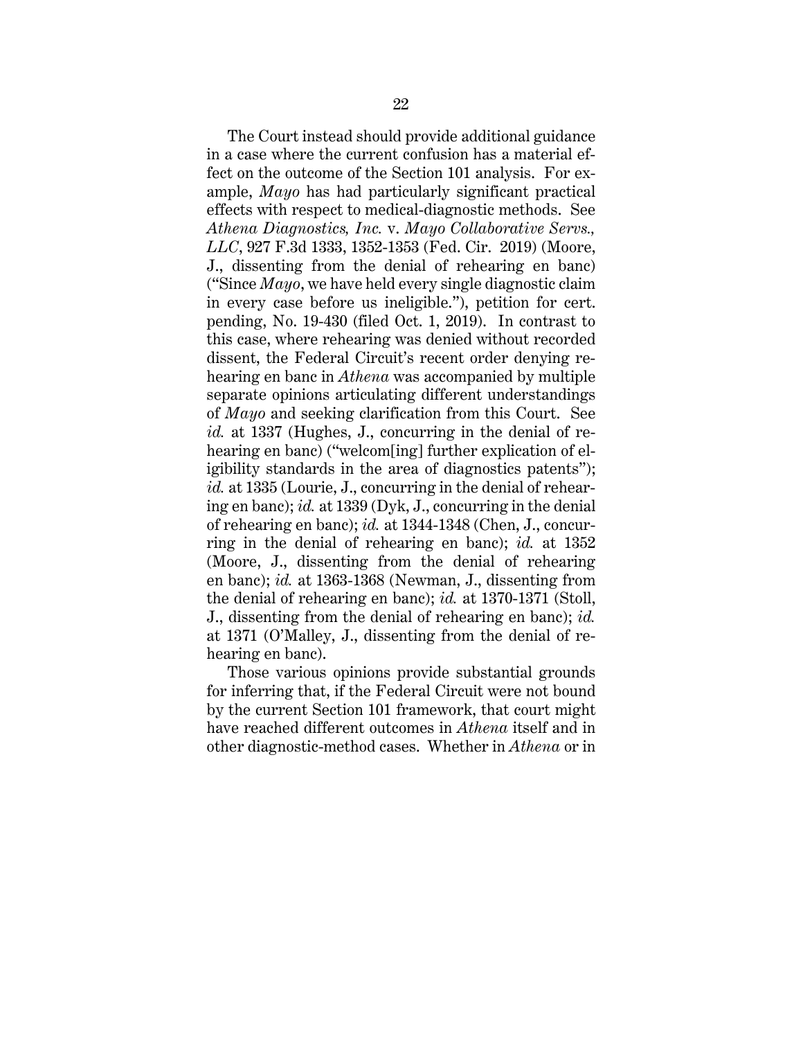The Court instead should provide additional guidance in a case where the current confusion has a material effect on the outcome of the Section 101 analysis. For example, *Mayo* has had particularly significant practical effects with respect to medical-diagnostic methods. See *Athena Diagnostics, Inc.* v. *Mayo Collaborative Servs., LLC*, 927 F.3d 1333, 1352-1353 (Fed. Cir. 2019) (Moore, J., dissenting from the denial of rehearing en banc) ("Since *Mayo*, we have held every single diagnostic claim in every case before us ineligible."), petition for cert. pending, No. 19-430 (filed Oct. 1, 2019). In contrast to this case, where rehearing was denied without recorded dissent, the Federal Circuit's recent order denying rehearing en banc in *Athena* was accompanied by multiple separate opinions articulating different understandings of *Mayo* and seeking clarification from this Court. See *id.* at 1337 (Hughes, J., concurring in the denial of rehearing en banc) ("welcom[ing] further explication of eligibility standards in the area of diagnostics patents"); *id.* at 1335 (Lourie, J., concurring in the denial of rehearing en banc); *id.* at 1339 (Dyk, J., concurring in the denial of rehearing en banc); *id.* at 1344-1348 (Chen, J., concurring in the denial of rehearing en banc); *id.* at 1352 (Moore, J., dissenting from the denial of rehearing en banc); *id.* at 1363-1368 (Newman, J., dissenting from the denial of rehearing en banc); *id.* at 1370-1371 (Stoll, J., dissenting from the denial of rehearing en banc); *id.* at 1371 (O'Malley, J., dissenting from the denial of rehearing en banc).

Those various opinions provide substantial grounds for inferring that, if the Federal Circuit were not bound by the current Section 101 framework, that court might have reached different outcomes in *Athena* itself and in other diagnostic-method cases. Whether in *Athena* or in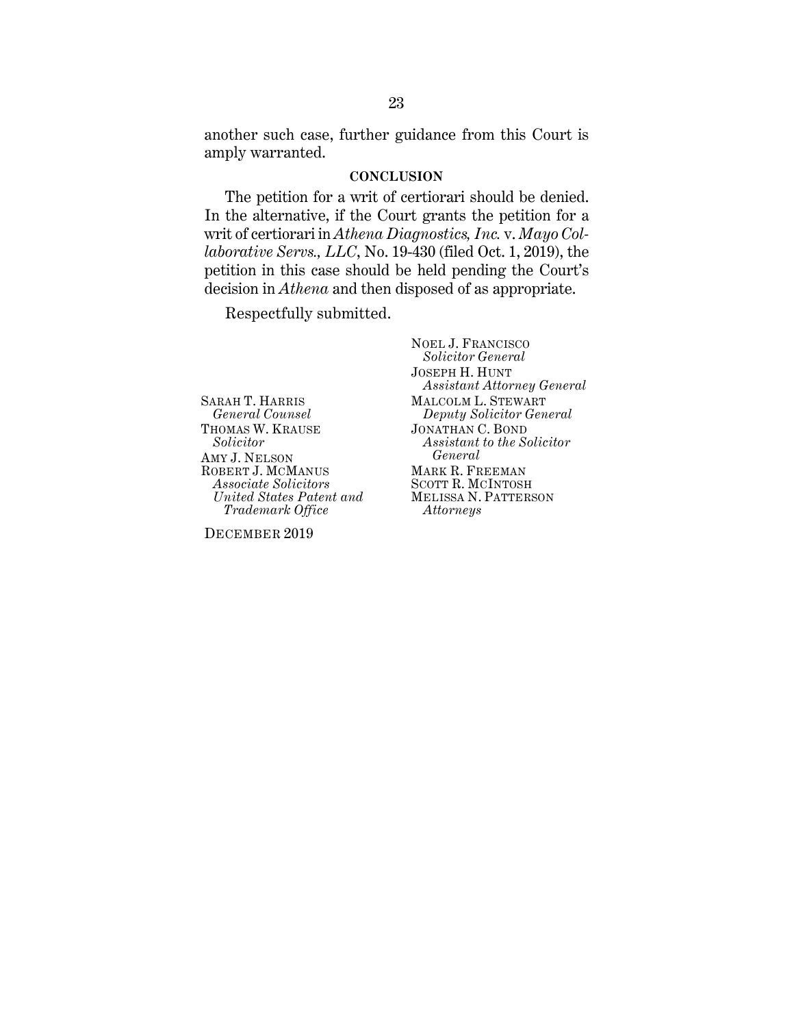another such case, further guidance from this Court is amply warranted.

## CONCLUSION

The petition for a writ of certiorari should be denied. In the alternative, if the Court grants the petition for a writ of certiorari in *Athena Diagnostics, Inc.* v. *Mayo Collaborative Servs., LLC*, No. 19-430 (filed Oct. 1, 2019), the petition in this case should be held pending the Court's decision in *Athena* and then disposed of as appropriate.

Respectfully submitted.

NOEL J. FRANCISCO
*Solicitor General*
JOSEPH H. HUNT
*Assistant Attorney General*
MALCOLM L. STEWART
*Deputy Solicitor General*
JONATHAN C. BOND
*Assistant to the Solicitor General*
MARK R. FREEMAN
SCOTT R. MCINTOSH
MELISSA N. PATTERSON
*Attorneys*

SARAH T. HARRIS
*General Counsel*
THOMAS W. KRAUSE
*Solicitor*
AMY J. NELSON
ROBERT J. MCMANUS
*Associate Solicitors*
*United States Patent and Trademark Office*

DECEMBER 2019